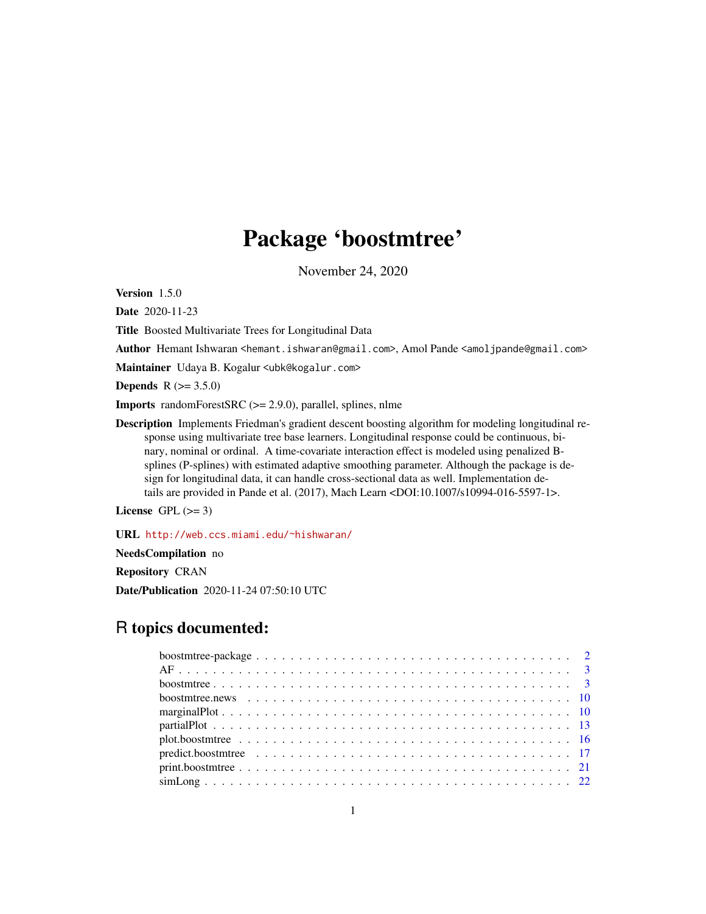# Package 'boostmtree'

November 24, 2020

**Version** 1.5.0

**Date** 2020-11-23

**Title** Boosted Multivariate Trees for Longitudinal Data

**Author** Hemant Ishwaran <hemant.ishwaran@gmail.com>, Amol Pande <amoljpande@gmail.com>

**Maintainer** Udaya B. Kogalur <ubk@kogalur.com>

**Depends** R (>= 3.5.0)

**Imports** randomForestSRC (>= 2.9.0), parallel, splines, nlme

**Description** Implements Friedman's gradient descent boosting algorithm for modeling longitudinal response using multivariate tree base learners. Longitudinal response could be continuous, binary, nominal or ordinal. A time-covariate interaction effect is modeled using penalized B-splines (P-splines) with estimated adaptive smoothing parameter. Although the package is design for longitudinal data, it can handle cross-sectional data as well. Implementation details are provided in Pande et al. (2017), Mach Learn <DOI:10.1007/s10994-016-5597-1>.

**License** GPL (>= 3)

**URL** http://web.ccs.miami.edu/~hishwaran/

**NeedsCompilation** no

**Repository** CRAN

**Date/Publication** 2020-11-24 07:50:10 UTC

## R topics documented:

| | |
|---|---|
| boostmtree-package | 2 |
| AF | 3 |
| boostmtree | 3 |
| boostmtree.news | 10 |
| marginalPlot | 10 |
| partialPlot | 13 |
| plot.boostmtree | 16 |
| predict.boostmtree | 17 |
| print.boostmtree | 21 |
| simLong | 22 |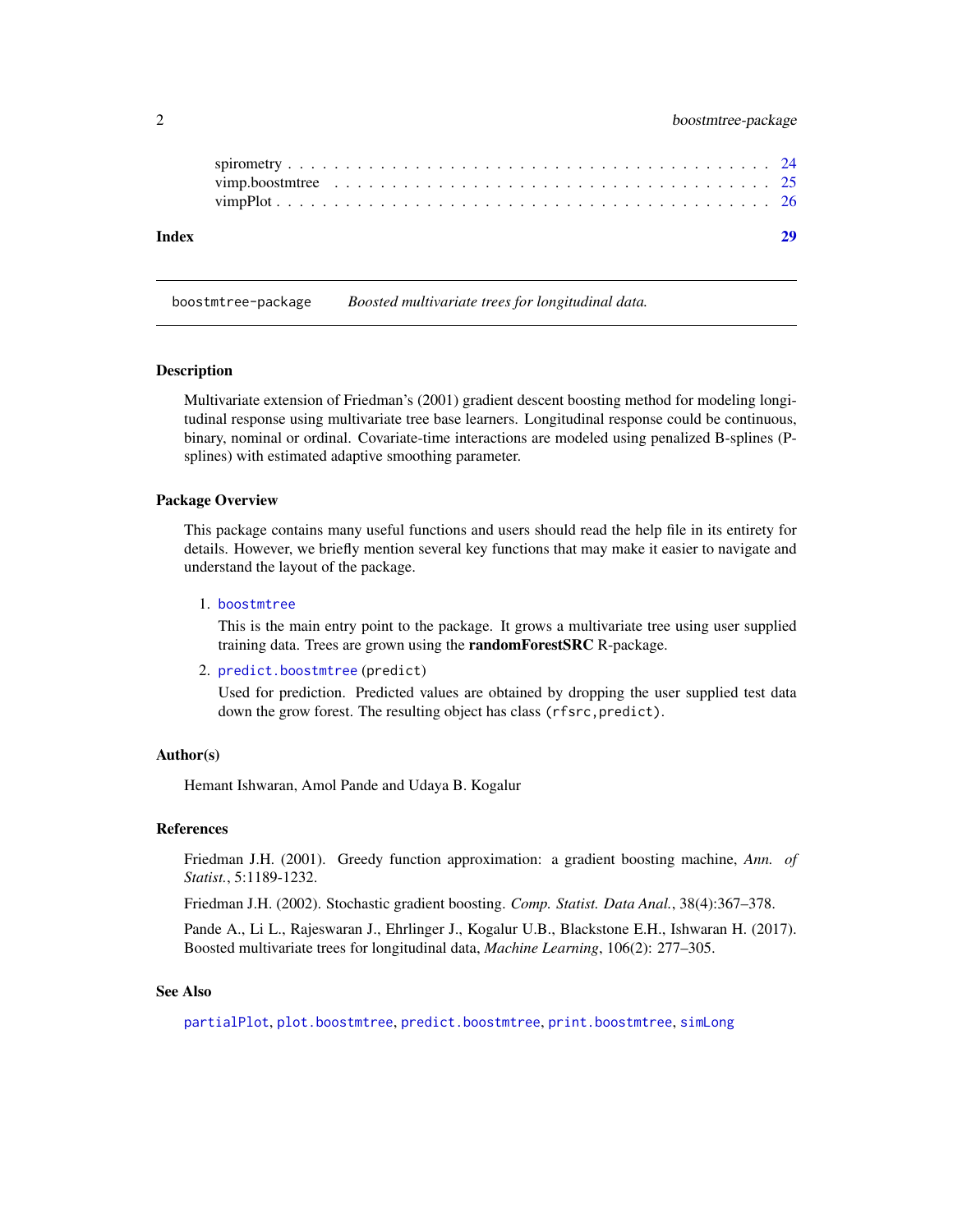spirometry . . . . . . . . . . . . . . . . . . . . . . . . . . . . . . . . . . . . . . . . 24
vimp.boostmtree . . . . . . . . . . . . . . . . . . . . . . . . . . . . . . . . . . . . . 25
vimpPlot . . . . . . . . . . . . . . . . . . . . . . . . . . . . . . . . . . . . . . . . . 26

**Index** **29**

---

`boostmtree-package` *Boosted multivariate trees for longitudinal data.*

---

## Description

Multivariate extension of Friedman's (2001) gradient descent boosting method for modeling longitudinal response using multivariate tree base learners. Longitudinal response could be continuous, binary, nominal or ordinal. Covariate-time interactions are modeled using penalized B-splines (P-splines) with estimated adaptive smoothing parameter.

## Package Overview

This package contains many useful functions and users should read the help file in its entirety for details. However, we briefly mention several key functions that may make it easier to navigate and understand the layout of the package.

1. `boostmtree`

   This is the main entry point to the package. It grows a multivariate tree using user supplied training data. Trees are grown using the **randomForestSRC** R-package.

2. `predict.boostmtree` (predict)

   Used for prediction. Predicted values are obtained by dropping the user supplied test data down the grow forest. The resulting object has class `(rfsrc,predict)`.

## Author(s)

Hemant Ishwaran, Amol Pande and Udaya B. Kogalur

## References

Friedman J.H. (2001). Greedy function approximation: a gradient boosting machine, *Ann. of Statist.*, 5:1189-1232.

Friedman J.H. (2002). Stochastic gradient boosting. *Comp. Statist. Data Anal.*, 38(4):367–378.

Pande A., Li L., Rajeswaran J., Ehrlinger J., Kogalur U.B., Blackstone E.H., Ishwaran H. (2017). Boosted multivariate trees for longitudinal data, *Machine Learning*, 106(2): 277–305.

## See Also

`partialPlot`, `plot.boostmtree`, `predict.boostmtree`, `print.boostmtree`, `simLong`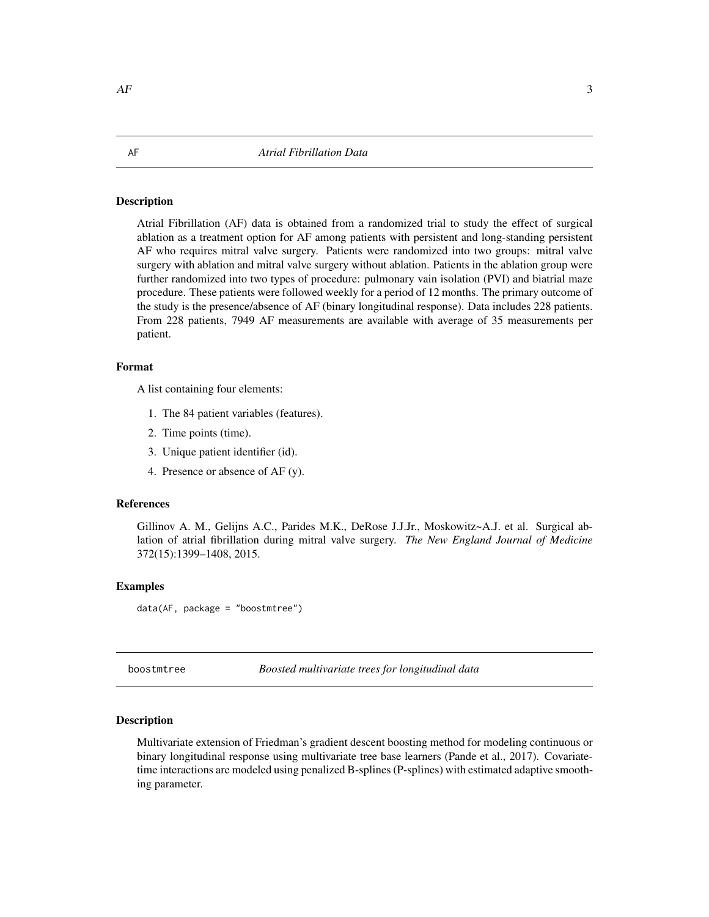## AF — *Atrial Fibrillation Data*

### Description

Atrial Fibrillation (AF) data is obtained from a randomized trial to study the effect of surgical ablation as a treatment option for AF among patients with persistent and long-standing persistent AF who requires mitral valve surgery. Patients were randomized into two groups: mitral valve surgery with ablation and mitral valve surgery without ablation. Patients in the ablation group were further randomized into two types of procedure: pulmonary vain isolation (PVI) and biatrial maze procedure. These patients were followed weekly for a period of 12 months. The primary outcome of the study is the presence/absence of AF (binary longitudinal response). Data includes 228 patients. From 228 patients, 7949 AF measurements are available with average of 35 measurements per patient.

### Format

A list containing four elements:

1. The 84 patient variables (features).
2. Time points (time).
3. Unique patient identifier (id).
4. Presence or absence of AF (y).

### References

Gillinov A. M., Gelijns A.C., Parides M.K., DeRose J.J.Jr., Moskowitz~A.J. et al. Surgical ablation of atrial fibrillation during mitral valve surgery. *The New England Journal of Medicine* 372(15):1399–1408, 2015.

### Examples

```
data(AF, package = "boostmtree")
```

## boostmtree — *Boosted multivariate trees for longitudinal data*

### Description

Multivariate extension of Friedman's gradient descent boosting method for modeling continuous or binary longitudinal response using multivariate tree base learners (Pande et al., 2017). Covariate-time interactions are modeled using penalized B-splines (P-splines) with estimated adaptive smoothing parameter.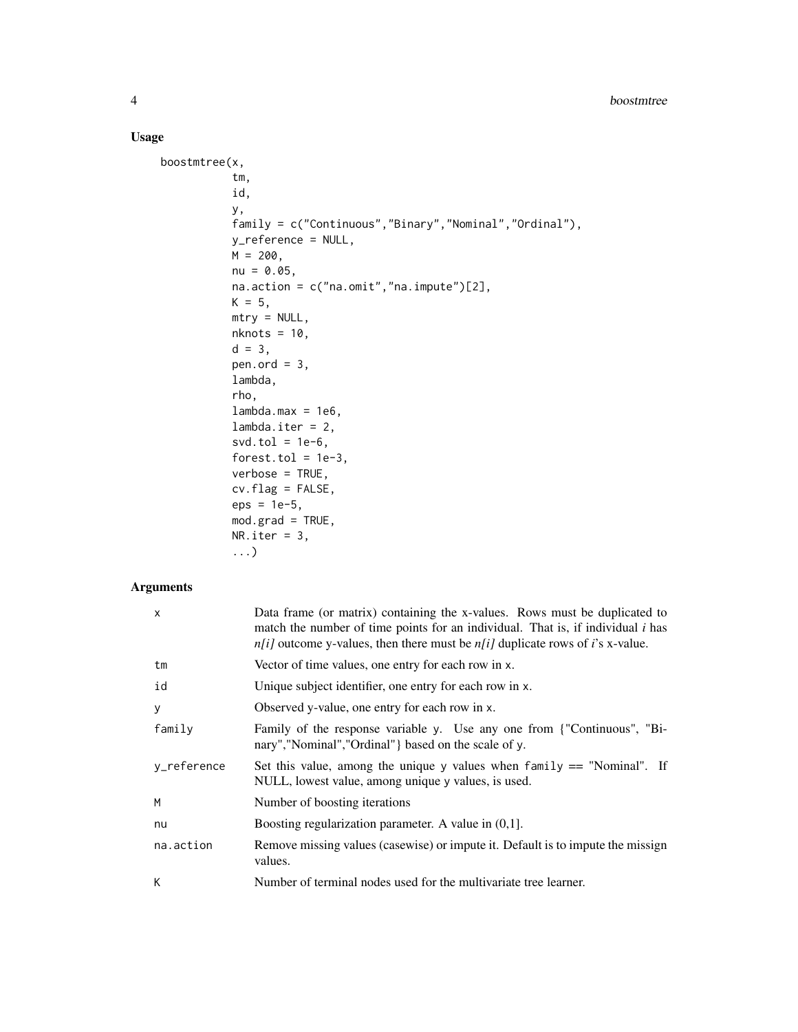## Usage

```
boostmtree(x,
           tm,
           id,
           y,
           family = c("Continuous","Binary","Nominal","Ordinal"),
           y_reference = NULL,
           M = 200,
           nu = 0.05,
           na.action = c("na.omit","na.impute")[2],
           K = 5,
           mtry = NULL,
           nknots = 10,
           d = 3,
           pen.ord = 3,
           lambda,
           rho,
           lambda.max = 1e6,
           lambda.iter = 2,
           svd.tol = 1e-6,
           forest.tol = 1e-3,
           verbose = TRUE,
           cv.flag = FALSE,
           eps = 1e-5,
           mod.grad = TRUE,
           NR.iter = 3,
           ...)
```

## Arguments

| | |
|---|---|
| x | Data frame (or matrix) containing the x-values. Rows must be duplicated to match the number of time points for an individual. That is, if individual *i* has *n[i]* outcome y-values, then there must be *n[i]* duplicate rows of *i*'s x-value. |
| tm | Vector of time values, one entry for each row in x. |
| id | Unique subject identifier, one entry for each row in x. |
| y | Observed y-value, one entry for each row in x. |
| family | Family of the response variable y. Use any one from {"Continuous", "Binary","Nominal","Ordinal"} based on the scale of y. |
| y_reference | Set this value, among the unique y values when family == "Nominal". If NULL, lowest value, among unique y values, is used. |
| M | Number of boosting iterations |
| nu | Boosting regularization parameter. A value in (0,1]. |
| na.action | Remove missing values (casewise) or impute it. Default is to impute the missign values. |
| K | Number of terminal nodes used for the multivariate tree learner. |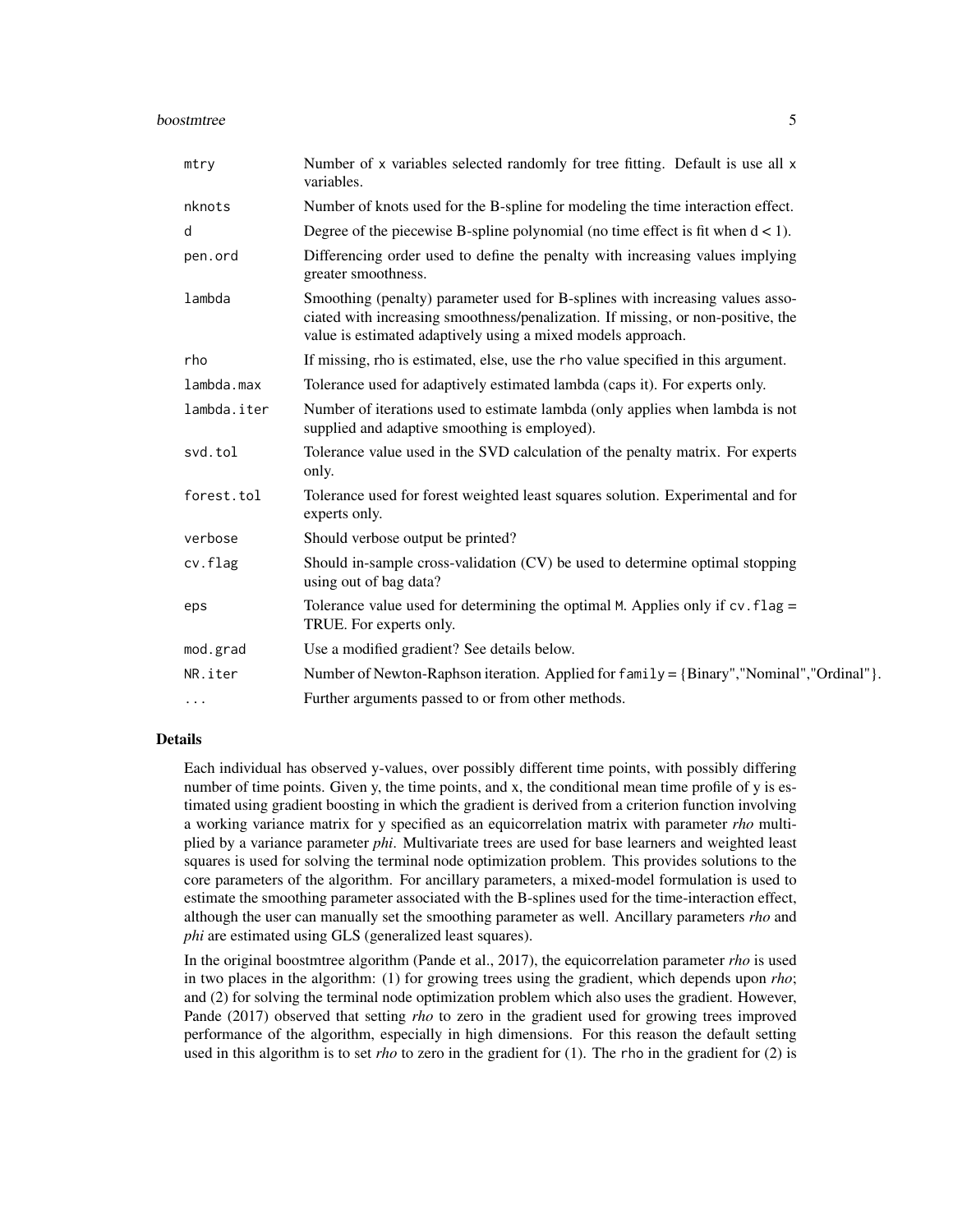| | |
|---|---|
| `mtry` | Number of `x` variables selected randomly for tree fitting. Default is use all `x` variables. |
| `nknots` | Number of knots used for the B-spline for modeling the time interaction effect. |
| `d` | Degree of the piecewise B-spline polynomial (no time effect is fit when d < 1). |
| `pen.ord` | Differencing order used to define the penalty with increasing values implying greater smoothness. |
| `lambda` | Smoothing (penalty) parameter used for B-splines with increasing values associated with increasing smoothness/penalization. If missing, or non-positive, the value is estimated adaptively using a mixed models approach. |
| `rho` | If missing, rho is estimated, else, use the `rho` value specified in this argument. |
| `lambda.max` | Tolerance used for adaptively estimated lambda (caps it). For experts only. |
| `lambda.iter` | Number of iterations used to estimate lambda (only applies when lambda is not supplied and adaptive smoothing is employed). |
| `svd.tol` | Tolerance value used in the SVD calculation of the penalty matrix. For experts only. |
| `forest.tol` | Tolerance used for forest weighted least squares solution. Experimental and for experts only. |
| `verbose` | Should verbose output be printed? |
| `cv.flag` | Should in-sample cross-validation (CV) be used to determine optimal stopping using out of bag data? |
| `eps` | Tolerance value used for determining the optimal `M`. Applies only if `cv.flag` = TRUE. For experts only. |
| `mod.grad` | Use a modified gradient? See details below. |
| `NR.iter` | Number of Newton-Raphson iteration. Applied for `family` = {Binary","Nominal","Ordinal"}. |
| `...` | Further arguments passed to or from other methods. |

## Details

Each individual has observed y-values, over possibly different time points, with possibly differing number of time points. Given y, the time points, and x, the conditional mean time profile of y is estimated using gradient boosting in which the gradient is derived from a criterion function involving a working variance matrix for y specified as an equicorrelation matrix with parameter *rho* multiplied by a variance parameter *phi*. Multivariate trees are used for base learners and weighted least squares is used for solving the terminal node optimization problem. This provides solutions to the core parameters of the algorithm. For ancillary parameters, a mixed-model formulation is used to estimate the smoothing parameter associated with the B-splines used for the time-interaction effect, although the user can manually set the smoothing parameter as well. Ancillary parameters *rho* and *phi* are estimated using GLS (generalized least squares).

In the original boostmtree algorithm (Pande et al., 2017), the equicorrelation parameter *rho* is used in two places in the algorithm: (1) for growing trees using the gradient, which depends upon *rho*; and (2) for solving the terminal node optimization problem which also uses the gradient. However, Pande (2017) observed that setting *rho* to zero in the gradient used for growing trees improved performance of the algorithm, especially in high dimensions. For this reason the default setting used in this algorithm is to set *rho* to zero in the gradient for (1). The `rho` in the gradient for (2) is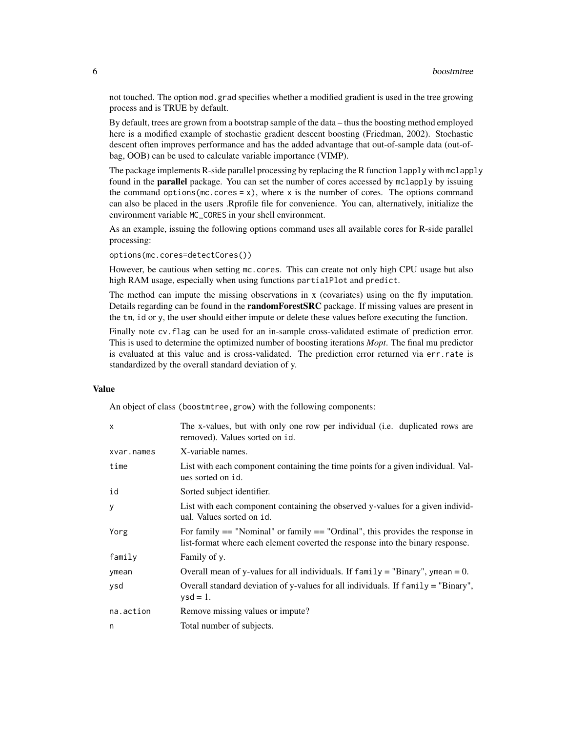not touched. The option `mod.grad` specifies whether a modified gradient is used in the tree growing process and is TRUE by default.

By default, trees are grown from a bootstrap sample of the data – thus the boosting method employed here is a modified example of stochastic gradient descent boosting (Friedman, 2002). Stochastic descent often improves performance and has the added advantage that out-of-sample data (out-of-bag, OOB) can be used to calculate variable importance (VIMP).

The package implements R-side parallel processing by replacing the R function `lapply` with `mclapply` found in the **parallel** package. You can set the number of cores accessed by `mclapply` by issuing the command `options(mc.cores = x)`, where `x` is the number of cores. The options command can also be placed in the users .Rprofile file for convenience. You can, alternatively, initialize the environment variable `MC_CORES` in your shell environment.

As an example, issuing the following options command uses all available cores for R-side parallel processing:

```
options(mc.cores=detectCores())
```

However, be cautious when setting `mc.cores`. This can create not only high CPU usage but also high RAM usage, especially when using functions `partialPlot` and `predict`.

The method can impute the missing observations in x (covariates) using on the fly imputation. Details regarding can be found in the **randomForestSRC** package. If missing values are present in the `tm`, `id` or `y`, the user should either impute or delete these values before executing the function.

Finally note `cv.flag` can be used for an in-sample cross-validated estimate of prediction error. This is used to determine the optimized number of boosting iterations *Mopt*. The final mu predictor is evaluated at this value and is cross-validated. The prediction error returned via `err.rate` is standardized by the overall standard deviation of y.

### Value

An object of class `(boostmtree,grow)` with the following components:

| | |
|---|---|
| `x` | The x-values, but with only one row per individual (i.e. duplicated rows are removed). Values sorted on `id`. |
| `xvar.names` | X-variable names. |
| `time` | List with each component containing the time points for a given individual. Values sorted on `id`. |
| `id` | Sorted subject identifier. |
| `y` | List with each component containing the observed y-values for a given individual. Values sorted on `id`. |
| `Yorg` | For family == "Nominal" or family == "Ordinal", this provides the response in list-format where each element coverted the response into the binary response. |
| `family` | Family of `y`. |
| `ymean` | Overall mean of y-values for all individuals. If `family` = "Binary", `ymean` = 0. |
| `ysd` | Overall standard deviation of y-values for all individuals. If `family` = "Binary", `ysd` = 1. |
| `na.action` | Remove missing values or impute? |
| `n` | Total number of subjects. |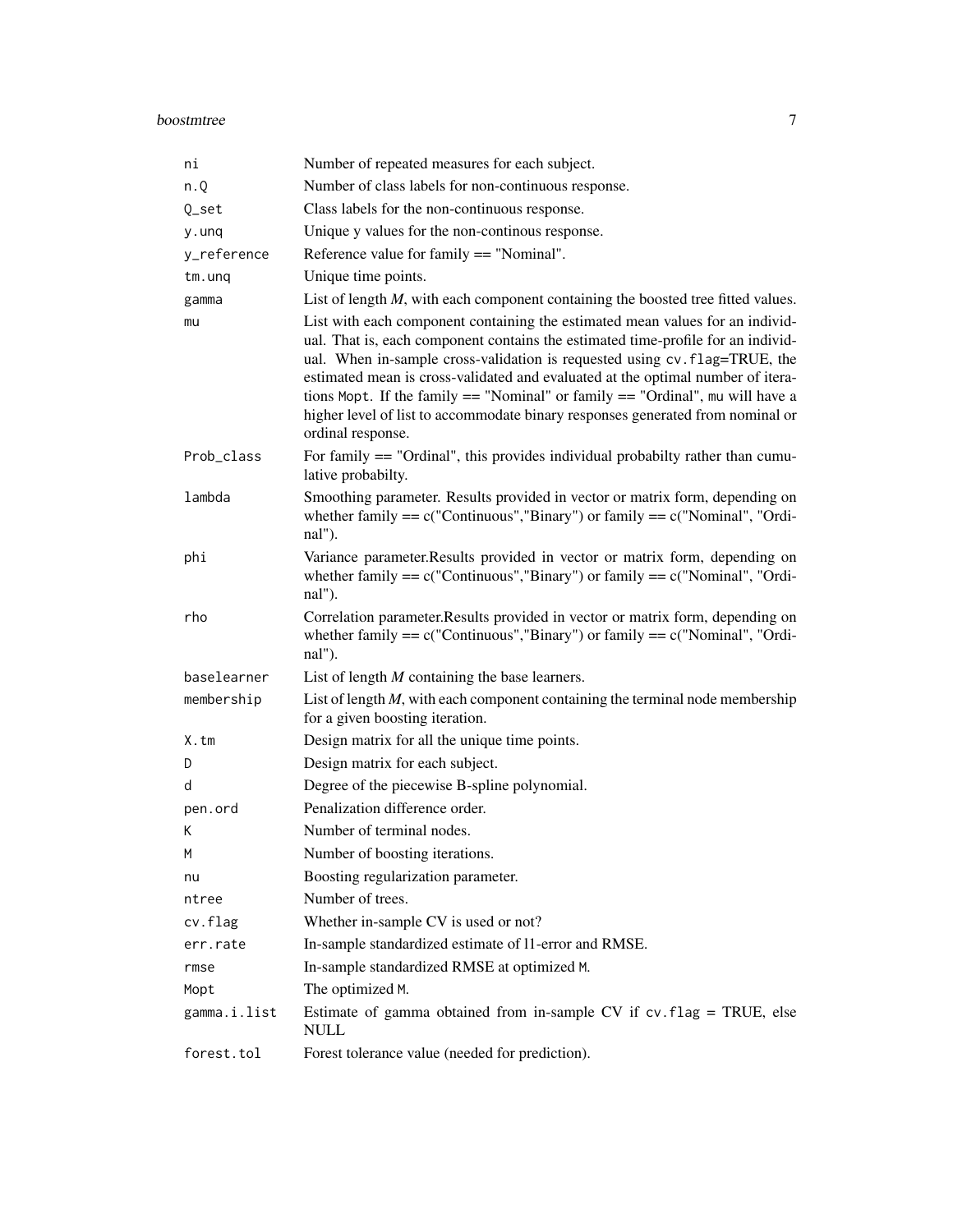| | |
|---|---|
| `ni` | Number of repeated measures for each subject. |
| `n.Q` | Number of class labels for non-continuous response. |
| `Q_set` | Class labels for the non-continuous response. |
| `y.unq` | Unique y values for the non-continous response. |
| `y_reference` | Reference value for family == "Nominal". |
| `tm.unq` | Unique time points. |
| `gamma` | List of length *M*, with each component containing the boosted tree fitted values. |
| `mu` | List with each component containing the estimated mean values for an individual. That is, each component contains the estimated time-profile for an individual. When in-sample cross-validation is requested using `cv.flag=TRUE`, the estimated mean is cross-validated and evaluated at the optimal number of iterations `Mopt`. If the family == "Nominal" or family == "Ordinal", `mu` will have a higher level of list to accommodate binary responses generated from nominal or ordinal response. |
| `Prob_class` | For family == "Ordinal", this provides individual probabilty rather than cumulative probabilty. |
| `lambda` | Smoothing parameter. Results provided in vector or matrix form, depending on whether family == c("Continuous","Binary") or family == c("Nominal", "Ordinal"). |
| `phi` | Variance parameter.Results provided in vector or matrix form, depending on whether family == c("Continuous","Binary") or family == c("Nominal", "Ordinal"). |
| `rho` | Correlation parameter.Results provided in vector or matrix form, depending on whether family == c("Continuous","Binary") or family == c("Nominal", "Ordinal"). |
| `baselearner` | List of length *M* containing the base learners. |
| `membership` | List of length *M*, with each component containing the terminal node membership for a given boosting iteration. |
| `X.tm` | Design matrix for all the unique time points. |
| `D` | Design matrix for each subject. |
| `d` | Degree of the piecewise B-spline polynomial. |
| `pen.ord` | Penalization difference order. |
| `K` | Number of terminal nodes. |
| `M` | Number of boosting iterations. |
| `nu` | Boosting regularization parameter. |
| `ntree` | Number of trees. |
| `cv.flag` | Whether in-sample CV is used or not? |
| `err.rate` | In-sample standardized estimate of l1-error and RMSE. |
| `rmse` | In-sample standardized RMSE at optimized `M`. |
| `Mopt` | The optimized `M`. |
| `gamma.i.list` | Estimate of gamma obtained from in-sample CV if `cv.flag = TRUE`, else NULL |
| `forest.tol` | Forest tolerance value (needed for prediction). |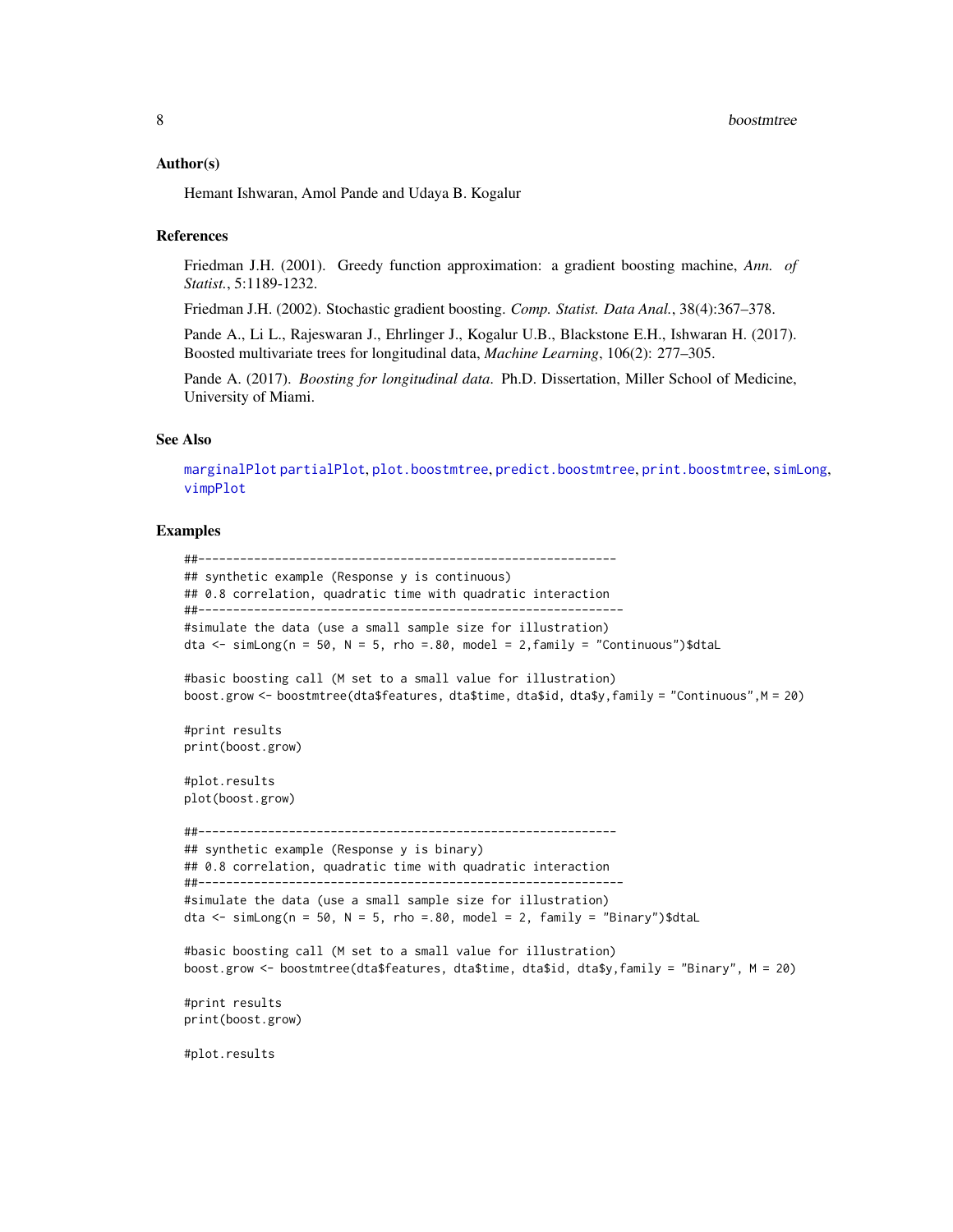### Author(s)

Hemant Ishwaran, Amol Pande and Udaya B. Kogalur

### References

Friedman J.H. (2001). Greedy function approximation: a gradient boosting machine, *Ann. of Statist.*, 5:1189-1232.

Friedman J.H. (2002). Stochastic gradient boosting. *Comp. Statist. Data Anal.*, 38(4):367–378.

Pande A., Li L., Rajeswaran J., Ehrlinger J., Kogalur U.B., Blackstone E.H., Ishwaran H. (2017). Boosted multivariate trees for longitudinal data, *Machine Learning*, 106(2): 277–305.

Pande A. (2017). *Boosting for longitudinal data.* Ph.D. Dissertation, Miller School of Medicine, University of Miami.

### See Also

marginalPlot partialPlot, plot.boostmtree, predict.boostmtree, print.boostmtree, simLong, vimpPlot

### Examples

```
##------------------------------------------------------------
## synthetic example (Response y is continuous)
## 0.8 correlation, quadratic time with quadratic interaction
##-------------------------------------------------------------
#simulate the data (use a small sample size for illustration)
dta <- simLong(n = 50, N = 5, rho =.80, model = 2,family = "Continuous")$dtaL

#basic boosting call (M set to a small value for illustration)
boost.grow <- boostmtree(dta$features, dta$time, dta$id, dta$y,family = "Continuous",M = 20)

#print results
print(boost.grow)

#plot.results
plot(boost.grow)

##------------------------------------------------------------
## synthetic example (Response y is binary)
## 0.8 correlation, quadratic time with quadratic interaction
##-------------------------------------------------------------
#simulate the data (use a small sample size for illustration)
dta <- simLong(n = 50, N = 5, rho =.80, model = 2, family = "Binary")$dtaL

#basic boosting call (M set to a small value for illustration)
boost.grow <- boostmtree(dta$features, dta$time, dta$id, dta$y,family = "Binary", M = 20)

#print results
print(boost.grow)

#plot.results
```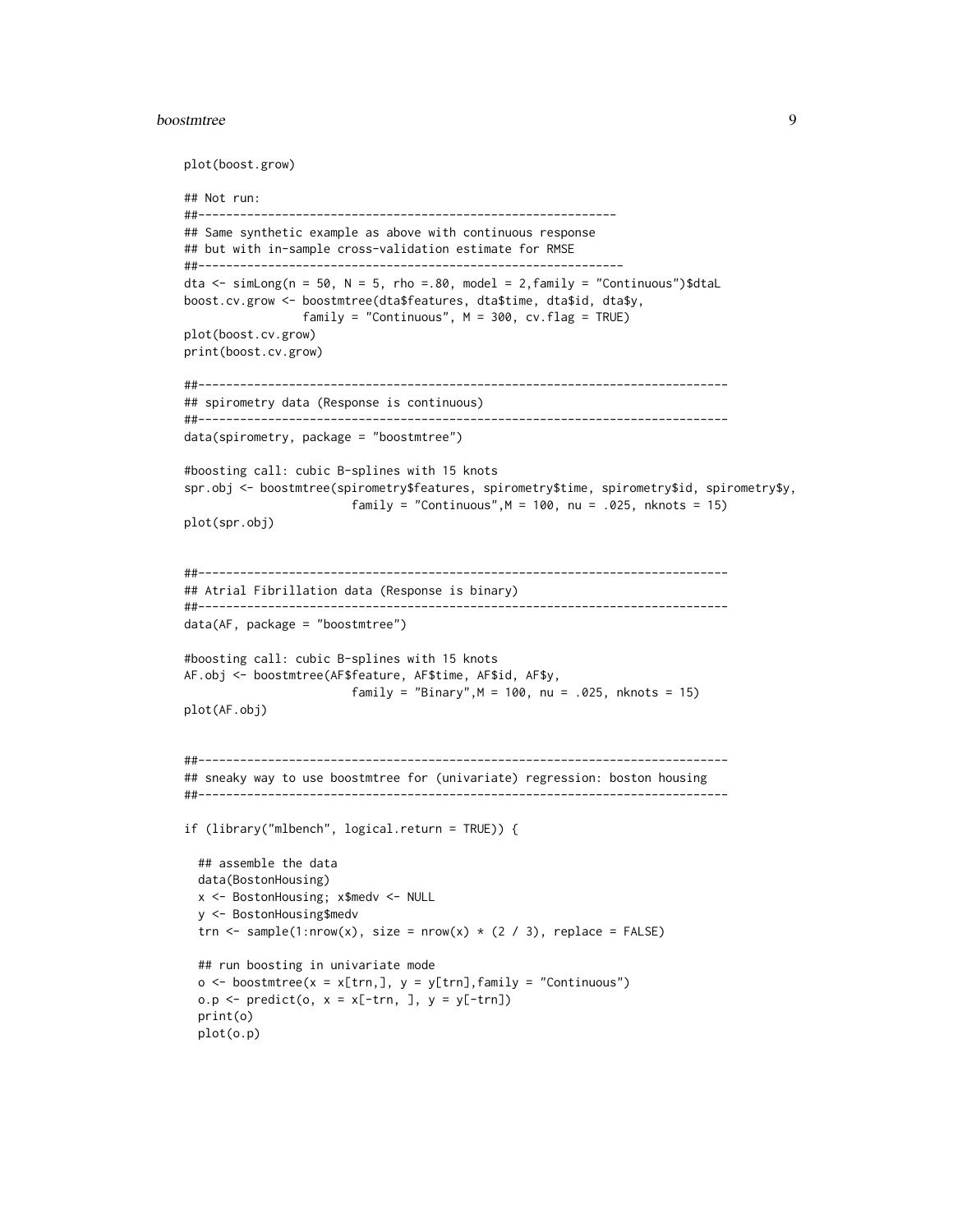```
plot(boost.grow)

## Not run:
##------------------------------------------------------------
## Same synthetic example as above with continuous response
## but with in-sample cross-validation estimate for RMSE
##-------------------------------------------------------------
dta <- simLong(n = 50, N = 5, rho =.80, model = 2,family = "Continuous")$dtaL
boost.cv.grow <- boostmtree(dta$features, dta$time, dta$id, dta$y,
                 family = "Continuous", M = 300, cv.flag = TRUE)
plot(boost.cv.grow)
print(boost.cv.grow)

##----------------------------------------------------------------------------
## spirometry data (Response is continuous)
##----------------------------------------------------------------------------
data(spirometry, package = "boostmtree")

#boosting call: cubic B-splines with 15 knots
spr.obj <- boostmtree(spirometry$features, spirometry$time, spirometry$id, spirometry$y,
                        family = "Continuous",M = 100, nu = .025, nknots = 15)
plot(spr.obj)


##----------------------------------------------------------------------------
## Atrial Fibrillation data (Response is binary)
##----------------------------------------------------------------------------
data(AF, package = "boostmtree")

#boosting call: cubic B-splines with 15 knots
AF.obj <- boostmtree(AF$feature, AF$time, AF$id, AF$y,
                        family = "Binary",M = 100, nu = .025, nknots = 15)
plot(AF.obj)


##----------------------------------------------------------------------------
## sneaky way to use boostmtree for (univariate) regression: boston housing
##----------------------------------------------------------------------------

if (library("mlbench", logical.return = TRUE)) {

  ## assemble the data
  data(BostonHousing)
  x <- BostonHousing; x$medv <- NULL
  y <- BostonHousing$medv
  trn <- sample(1:nrow(x), size = nrow(x) * (2 / 3), replace = FALSE)

  ## run boosting in univariate mode
  o <- boostmtree(x = x[trn,], y = y[trn],family = "Continuous")
  o.p <- predict(o, x = x[-trn, ], y = y[-trn])
  print(o)
  plot(o.p)
```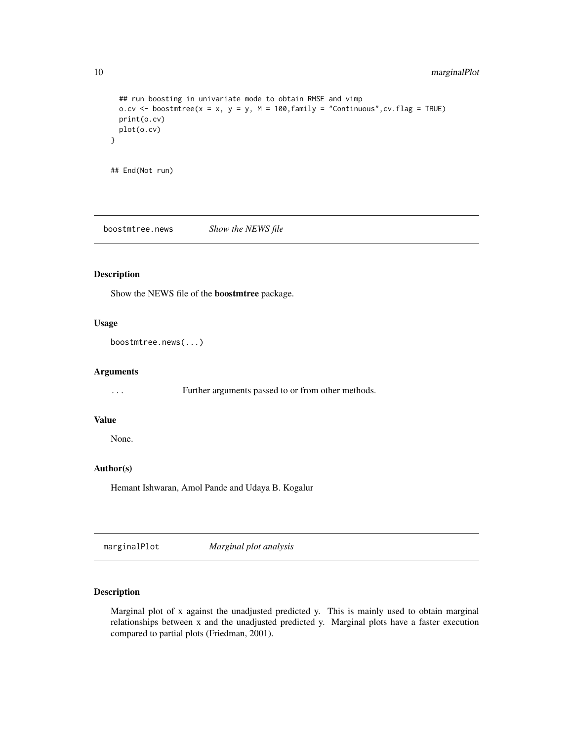```
  ## run boosting in univariate mode to obtain RMSE and vimp
  o.cv <- boostmtree(x = x, y = y, M = 100,family = "Continuous",cv.flag = TRUE)
  print(o.cv)
  plot(o.cv)
}


## End(Not run)
```

## boostmtree.news *Show the NEWS file*

### Description

Show the NEWS file of the **boostmtree** package.

### Usage

```
boostmtree.news(...)
```

### Arguments

| | |
|---|---|
| `...` | Further arguments passed to or from other methods. |

### Value

None.

### Author(s)

Hemant Ishwaran, Amol Pande and Udaya B. Kogalur

## marginalPlot *Marginal plot analysis*

### Description

Marginal plot of x against the unadjusted predicted y. This is mainly used to obtain marginal relationships between x and the unadjusted predicted y. Marginal plots have a faster execution compared to partial plots (Friedman, 2001).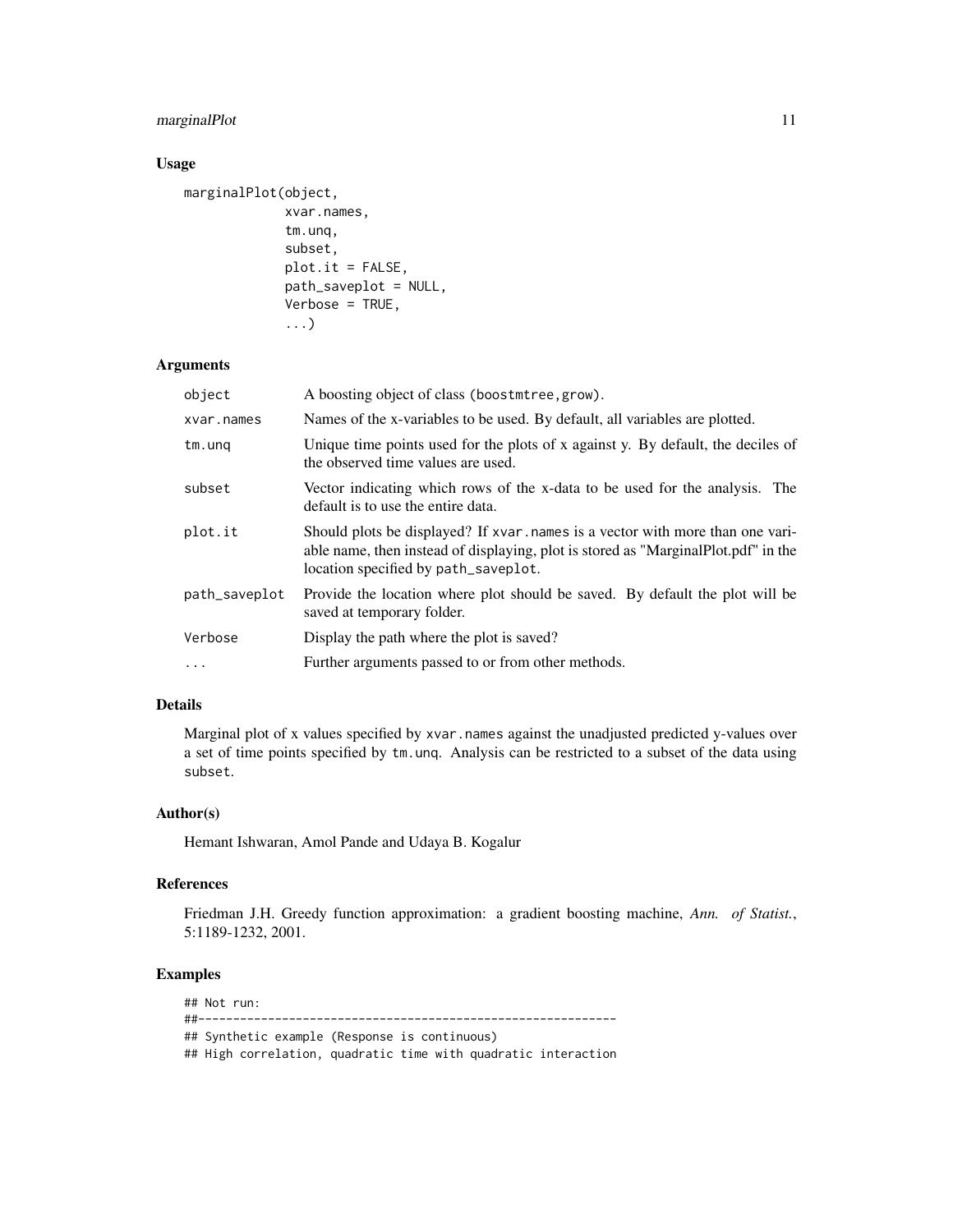## Usage

```
marginalPlot(object,
             xvar.names,
             tm.unq,
             subset,
             plot.it = FALSE,
             path_saveplot = NULL,
             Verbose = TRUE,
             ...)
```

## Arguments

| | |
|---|---|
| object | A boosting object of class (boostmtree, grow). |
| xvar.names | Names of the x-variables to be used. By default, all variables are plotted. |
| tm.unq | Unique time points used for the plots of x against y. By default, the deciles of the observed time values are used. |
| subset | Vector indicating which rows of the x-data to be used for the analysis. The default is to use the entire data. |
| plot.it | Should plots be displayed? If xvar.names is a vector with more than one variable name, then instead of displaying, plot is stored as "MarginalPlot.pdf" in the location specified by path_saveplot. |
| path_saveplot | Provide the location where plot should be saved. By default the plot will be saved at temporary folder. |
| Verbose | Display the path where the plot is saved? |
| ... | Further arguments passed to or from other methods. |

## Details

Marginal plot of x values specified by xvar.names against the unadjusted predicted y-values over a set of time points specified by tm.unq. Analysis can be restricted to a subset of the data using subset.

## Author(s)

Hemant Ishwaran, Amol Pande and Udaya B. Kogalur

## References

Friedman J.H. Greedy function approximation: a gradient boosting machine, *Ann. of Statist.*, 5:1189-1232, 2001.

## Examples

```
## Not run:
##------------------------------------------------------------
## Synthetic example (Response is continuous)
## High correlation, quadratic time with quadratic interaction
```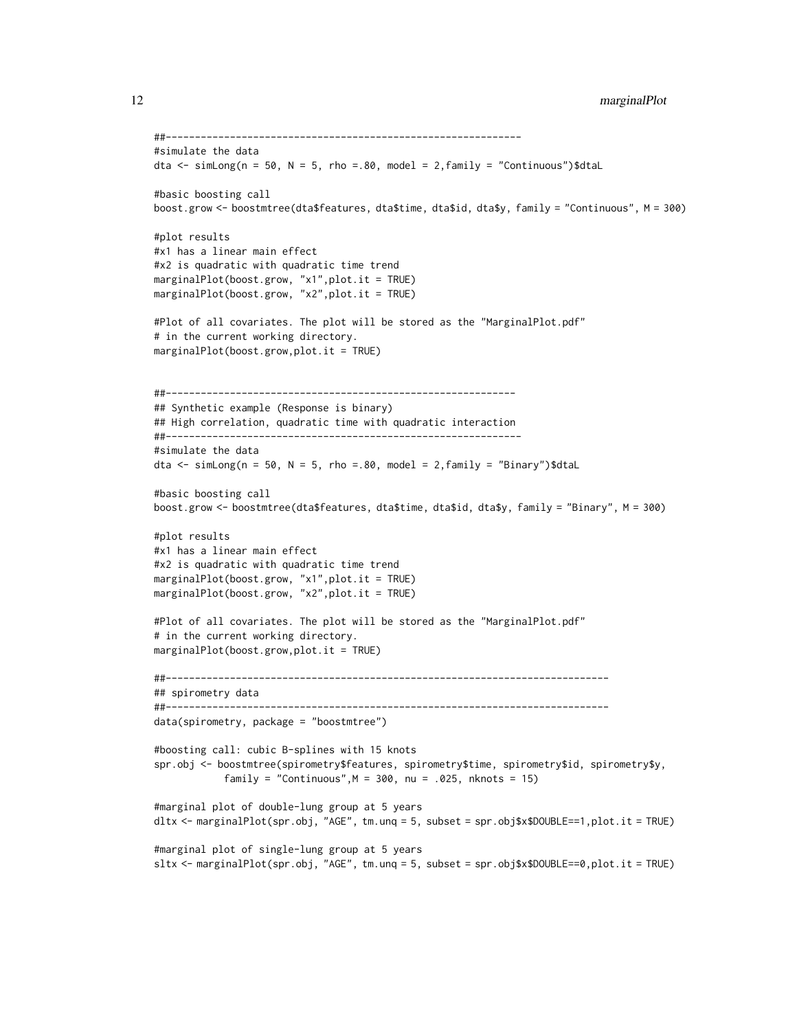```
##--------------------------------------------------------------
#simulate the data
dta <- simLong(n = 50, N = 5, rho =.80, model = 2,family = "Continuous")$dtaL

#basic boosting call
boost.grow <- boostmtree(dta$features, dta$time, dta$id, dta$y, family = "Continuous", M = 300)

#plot results
#x1 has a linear main effect
#x2 is quadratic with quadratic time trend
marginalPlot(boost.grow, "x1",plot.it = TRUE)
marginalPlot(boost.grow, "x2",plot.it = TRUE)

#Plot of all covariates. The plot will be stored as the "MarginalPlot.pdf"
# in the current working directory.
marginalPlot(boost.grow,plot.it = TRUE)


##-------------------------------------------------------------
## Synthetic example (Response is binary)
## High correlation, quadratic time with quadratic interaction
##--------------------------------------------------------------
#simulate the data
dta <- simLong(n = 50, N = 5, rho =.80, model = 2,family = "Binary")$dtaL

#basic boosting call
boost.grow <- boostmtree(dta$features, dta$time, dta$id, dta$y, family = "Binary", M = 300)

#plot results
#x1 has a linear main effect
#x2 is quadratic with quadratic time trend
marginalPlot(boost.grow, "x1",plot.it = TRUE)
marginalPlot(boost.grow, "x2",plot.it = TRUE)

#Plot of all covariates. The plot will be stored as the "MarginalPlot.pdf"
# in the current working directory.
marginalPlot(boost.grow,plot.it = TRUE)

##----------------------------------------------------------------------------
## spirometry data
##----------------------------------------------------------------------------
data(spirometry, package = "boostmtree")

#boosting call: cubic B-splines with 15 knots
spr.obj <- boostmtree(spirometry$features, spirometry$time, spirometry$id, spirometry$y,
            family = "Continuous",M = 300, nu = .025, nknots = 15)

#marginal plot of double-lung group at 5 years
dltx <- marginalPlot(spr.obj, "AGE", tm.unq = 5, subset = spr.obj$x$DOUBLE==1,plot.it = TRUE)

#marginal plot of single-lung group at 5 years
sltx <- marginalPlot(spr.obj, "AGE", tm.unq = 5, subset = spr.obj$x$DOUBLE==0,plot.it = TRUE)
```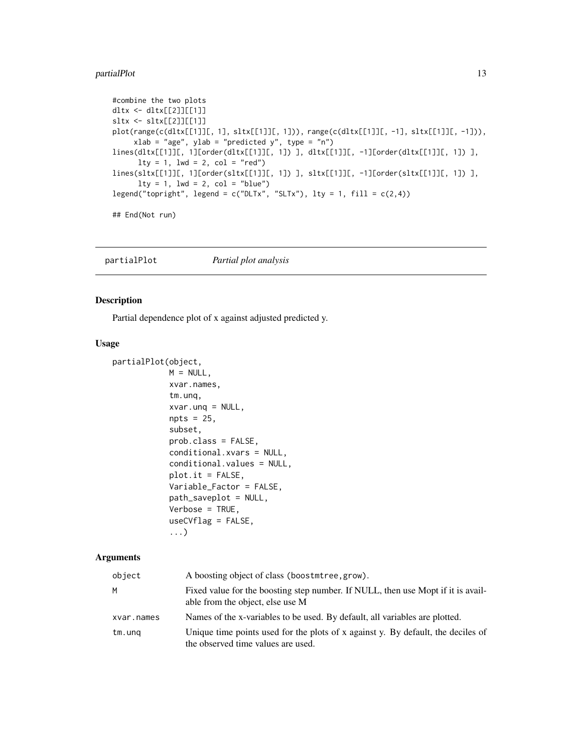```
#combine the two plots
dltx <- dltx[[2]][[1]]
sltx <- sltx[[2]][[1]]
plot(range(c(dltx[[1]][, 1], sltx[[1]][, 1])), range(c(dltx[[1]][, -1], sltx[[1]][, -1])),
     xlab = "age", ylab = "predicted y", type = "n")
lines(dltx[[1]][, 1][order(dltx[[1]][, 1]) ], dltx[[1]][, -1][order(dltx[[1]][, 1]) ],
      lty = 1, lwd = 2, col = "red")
lines(sltx[[1]][, 1][order(sltx[[1]][, 1]) ], sltx[[1]][, -1][order(sltx[[1]][, 1]) ],
      lty = 1, lwd = 2, col = "blue")
legend("topright", legend = c("DLTx", "SLTx"), lty = 1, fill = c(2,4))

## End(Not run)
```

---

## partialPlot *Partial plot analysis*

### Description

Partial dependence plot of x against adjusted predicted y.

### Usage

```
partialPlot(object,
            M = NULL,
            xvar.names,
            tm.unq,
            xvar.unq = NULL,
            npts = 25,
            subset,
            prob.class = FALSE,
            conditional.xvars = NULL,
            conditional.values = NULL,
            plot.it = FALSE,
            Variable_Factor = FALSE,
            path_saveplot = NULL,
            Verbose = TRUE,
            useCVflag = FALSE,
            ...)
```

### Arguments

| | |
|---|---|
| object | A boosting object of class (boostmtree,grow). |
| M | Fixed value for the boosting step number. If NULL, then use Mopt if it is available from the object, else use M |
| xvar.names | Names of the x-variables to be used. By default, all variables are plotted. |
| tm.unq | Unique time points used for the plots of x against y. By default, the deciles of the observed time values are used. |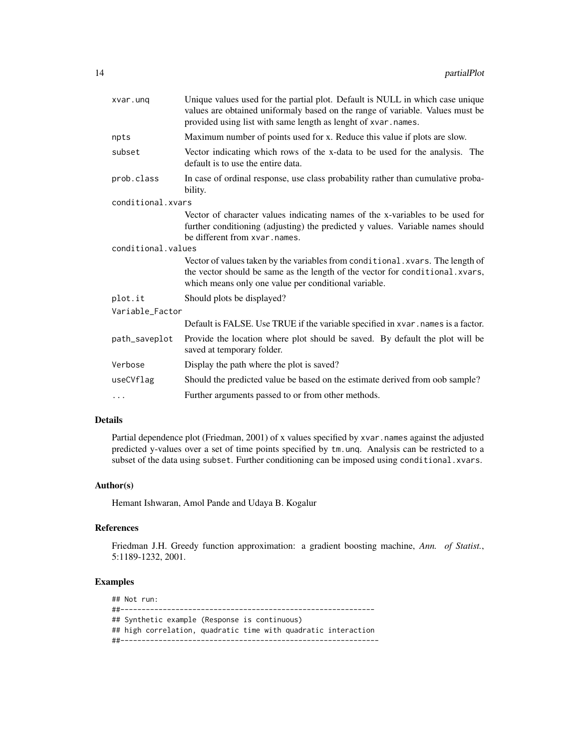| | |
|---|---|
| xvar.unq | Unique values used for the partial plot. Default is NULL in which case unique values are obtained uniformaly based on the range of variable. Values must be provided using list with same length as lenght of xvar.names. |
| npts | Maximum number of points used for x. Reduce this value if plots are slow. |
| subset | Vector indicating which rows of the x-data to be used for the analysis. The default is to use the entire data. |
| prob.class | In case of ordinal response, use class probability rather than cumulative probability. |
| conditional.xvars | Vector of character values indicating names of the x-variables to be used for further conditioning (adjusting) the predicted y values. Variable names should be different from xvar.names. |
| conditional.values | Vector of values taken by the variables from conditional.xvars. The length of the vector should be same as the length of the vector for conditional.xvars, which means only one value per conditional variable. |
| plot.it | Should plots be displayed? |
| Variable_Factor | Default is FALSE. Use TRUE if the variable specified in xvar.names is a factor. |
| path_saveplot | Provide the location where plot should be saved. By default the plot will be saved at temporary folder. |
| Verbose | Display the path where the plot is saved? |
| useCVflag | Should the predicted value be based on the estimate derived from oob sample? |
| ... | Further arguments passed to or from other methods. |

### Details

Partial dependence plot (Friedman, 2001) of x values specified by xvar.names against the adjusted predicted y-values over a set of time points specified by tm.unq. Analysis can be restricted to a subset of the data using subset. Further conditioning can be imposed using conditional.xvars.

### Author(s)

Hemant Ishwaran, Amol Pande and Udaya B. Kogalur

### References

Friedman J.H. Greedy function approximation: a gradient boosting machine, *Ann. of Statist.*, 5:1189-1232, 2001.

### Examples

```
## Not run:
##------------------------------------------------------------
## Synthetic example (Response is continuous)
## high correlation, quadratic time with quadratic interaction
##-------------------------------------------------------------
```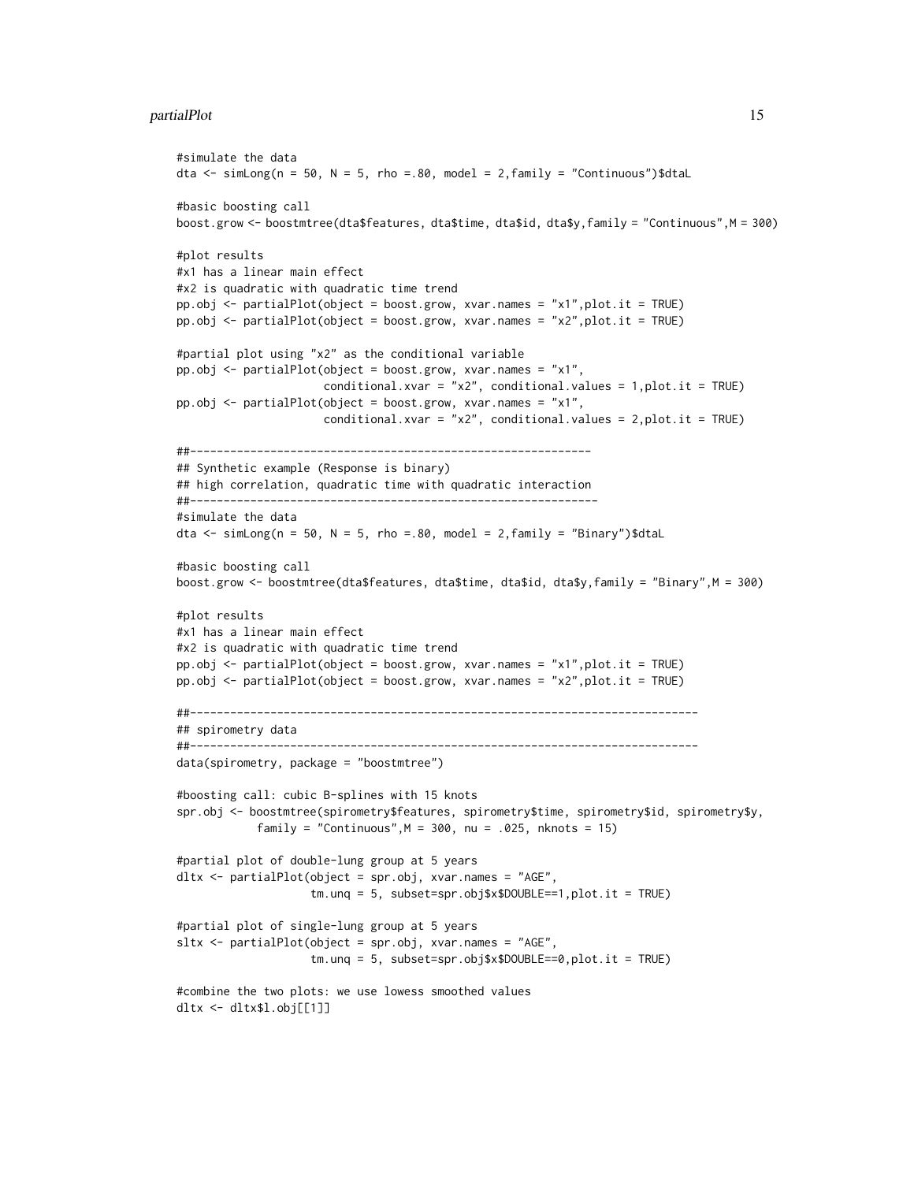```
#simulate the data
dta <- simLong(n = 50, N = 5, rho =.80, model = 2,family = "Continuous")$dtaL

#basic boosting call
boost.grow <- boostmtree(dta$features, dta$time, dta$id, dta$y,family = "Continuous",M = 300)

#plot results
#x1 has a linear main effect
#x2 is quadratic with quadratic time trend
pp.obj <- partialPlot(object = boost.grow, xvar.names = "x1",plot.it = TRUE)
pp.obj <- partialPlot(object = boost.grow, xvar.names = "x2",plot.it = TRUE)

#partial plot using "x2" as the conditional variable
pp.obj <- partialPlot(object = boost.grow, xvar.names = "x1",
                      conditional.xvar = "x2", conditional.values = 1,plot.it = TRUE)
pp.obj <- partialPlot(object = boost.grow, xvar.names = "x1",
                      conditional.xvar = "x2", conditional.values = 2,plot.it = TRUE)

##------------------------------------------------------------
## Synthetic example (Response is binary)
## high correlation, quadratic time with quadratic interaction
##-------------------------------------------------------------
#simulate the data
dta <- simLong(n = 50, N = 5, rho =.80, model = 2,family = "Binary")$dtaL

#basic boosting call
boost.grow <- boostmtree(dta$features, dta$time, dta$id, dta$y,family = "Binary",M = 300)

#plot results
#x1 has a linear main effect
#x2 is quadratic with quadratic time trend
pp.obj <- partialPlot(object = boost.grow, xvar.names = "x1",plot.it = TRUE)
pp.obj <- partialPlot(object = boost.grow, xvar.names = "x2",plot.it = TRUE)

##----------------------------------------------------------------------------
## spirometry data
##----------------------------------------------------------------------------
data(spirometry, package = "boostmtree")

#boosting call: cubic B-splines with 15 knots
spr.obj <- boostmtree(spirometry$features, spirometry$time, spirometry$id, spirometry$y,
            family = "Continuous",M = 300, nu = .025, nknots = 15)

#partial plot of double-lung group at 5 years
dltx <- partialPlot(object = spr.obj, xvar.names = "AGE",
                    tm.unq = 5, subset=spr.obj$x$DOUBLE==1,plot.it = TRUE)

#partial plot of single-lung group at 5 years
sltx <- partialPlot(object = spr.obj, xvar.names = "AGE",
                    tm.unq = 5, subset=spr.obj$x$DOUBLE==0,plot.it = TRUE)

#combine the two plots: we use lowess smoothed values
dltx <- dltx$l.obj[[1]]
```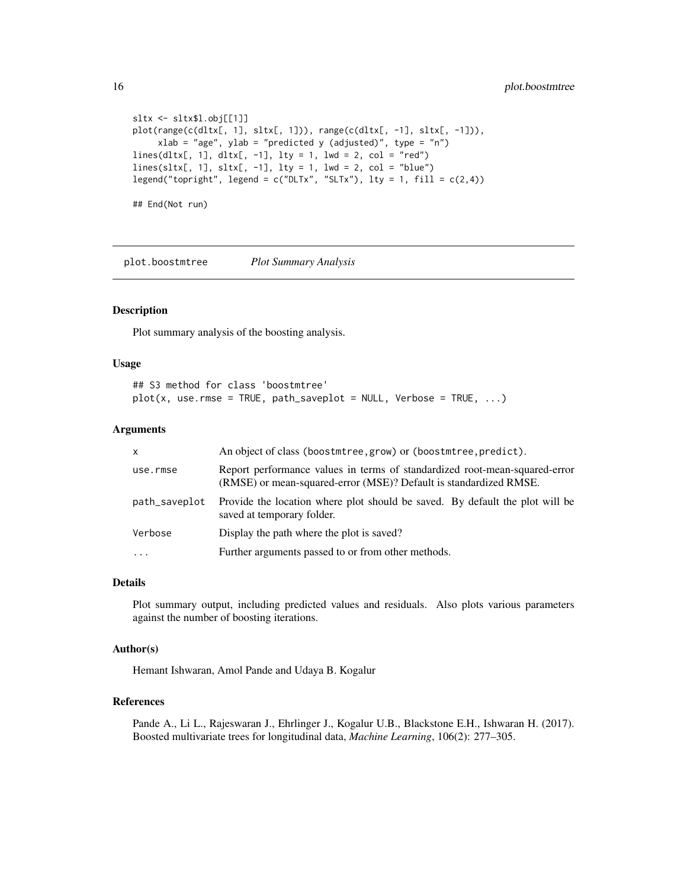```
sltx <- sltx$l.obj[[1]]
plot(range(c(dltx[, 1], sltx[, 1])), range(c(dltx[, -1], sltx[, -1])),
     xlab = "age", ylab = "predicted y (adjusted)", type = "n")
lines(dltx[, 1], dltx[, -1], lty = 1, lwd = 2, col = "red")
lines(sltx[, 1], sltx[, -1], lty = 1, lwd = 2, col = "blue")
legend("topright", legend = c("DLTx", "SLTx"), lty = 1, fill = c(2,4))

## End(Not run)
```

---

## plot.boostmtree *Plot Summary Analysis*

---

### Description

Plot summary analysis of the boosting analysis.

### Usage

```
## S3 method for class 'boostmtree'
plot(x, use.rmse = TRUE, path_saveplot = NULL, Verbose = TRUE, ...)
```

### Arguments

| | |
|---|---|
| `x` | An object of class (`boostmtree,grow`) or (`boostmtree,predict`). |
| `use.rmse` | Report performance values in terms of standardized root-mean-squared-error (RMSE) or mean-squared-error (MSE)? Default is standardized RMSE. |
| `path_saveplot` | Provide the location where plot should be saved. By default the plot will be saved at temporary folder. |
| `Verbose` | Display the path where the plot is saved? |
| `...` | Further arguments passed to or from other methods. |

### Details

Plot summary output, including predicted values and residuals. Also plots various parameters against the number of boosting iterations.

### Author(s)

Hemant Ishwaran, Amol Pande and Udaya B. Kogalur

### References

Pande A., Li L., Rajeswaran J., Ehrlinger J., Kogalur U.B., Blackstone E.H., Ishwaran H. (2017). Boosted multivariate trees for longitudinal data, *Machine Learning*, 106(2): 277–305.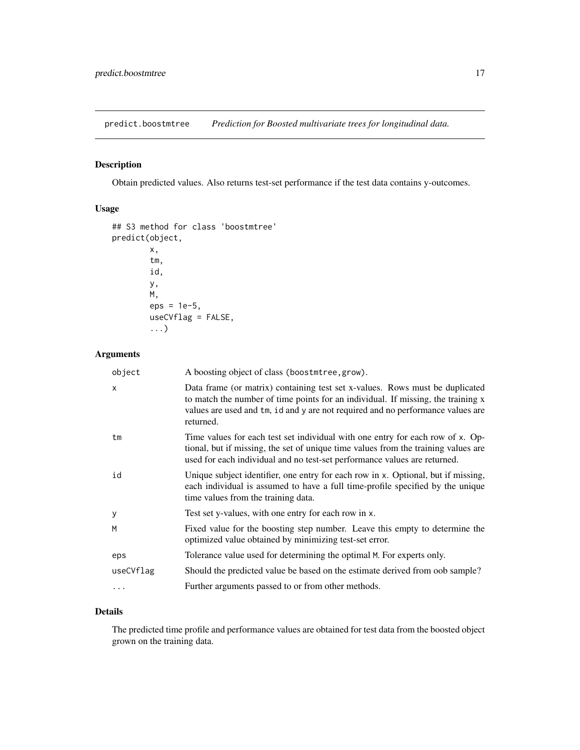## predict.boostmtree — *Prediction for Boosted multivariate trees for longitudinal data.*

### Description

Obtain predicted values. Also returns test-set performance if the test data contains y-outcomes.

### Usage

```
## S3 method for class 'boostmtree'
predict(object,
        x,
        tm,
        id,
        y,
        M,
        eps = 1e-5,
        useCVflag = FALSE,
        ...)
```

### Arguments

| | |
|---|---|
| object | A boosting object of class (boostmtree,grow). |
| x | Data frame (or matrix) containing test set x-values. Rows must be duplicated to match the number of time points for an individual. If missing, the training x values are used and tm, id and y are not required and no performance values are returned. |
| tm | Time values for each test set individual with one entry for each row of x. Optional, but if missing, the set of unique time values from the training values are used for each individual and no test-set performance values are returned. |
| id | Unique subject identifier, one entry for each row in x. Optional, but if missing, each individual is assumed to have a full time-profile specified by the unique time values from the training data. |
| y | Test set y-values, with one entry for each row in x. |
| M | Fixed value for the boosting step number. Leave this empty to determine the optimized value obtained by minimizing test-set error. |
| eps | Tolerance value used for determining the optimal M. For experts only. |
| useCVflag | Should the predicted value be based on the estimate derived from oob sample? |
| ... | Further arguments passed to or from other methods. |

### Details

The predicted time profile and performance values are obtained for test data from the boosted object grown on the training data.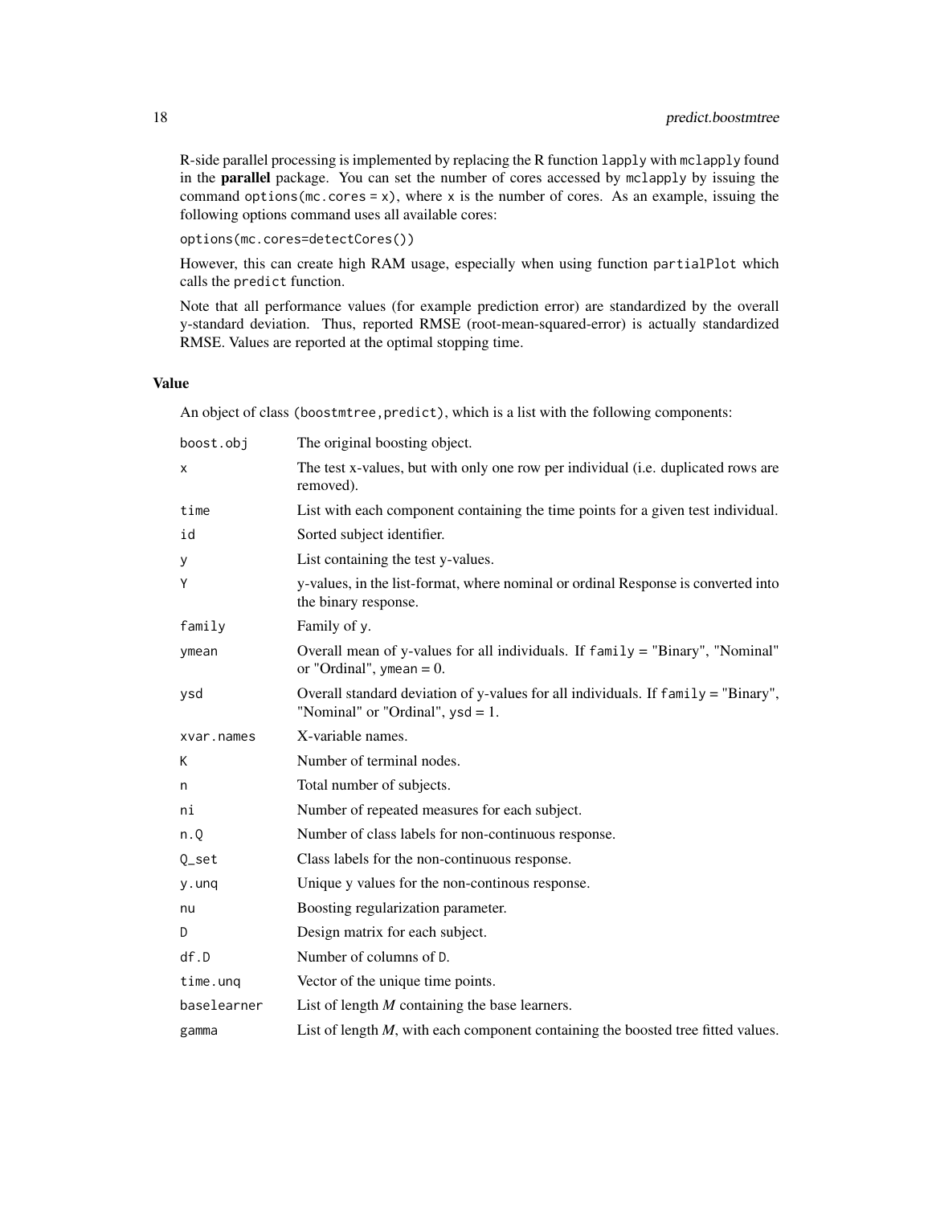R-side parallel processing is implemented by replacing the R function `lapply` with `mclapply` found in the **parallel** package. You can set the number of cores accessed by `mclapply` by issuing the command `options(mc.cores = x)`, where `x` is the number of cores. As an example, issuing the following options command uses all available cores:

```
options(mc.cores=detectCores())
```

However, this can create high RAM usage, especially when using function `partialPlot` which calls the `predict` function.

Note that all performance values (for example prediction error) are standardized by the overall y-standard deviation. Thus, reported RMSE (root-mean-squared-error) is actually standardized RMSE. Values are reported at the optimal stopping time.

### Value

An object of class (boostmtree,predict), which is a list with the following components:

| | |
|---|---|
| `boost.obj` | The original boosting object. |
| `x` | The test x-values, but with only one row per individual (i.e. duplicated rows are removed). |
| `time` | List with each component containing the time points for a given test individual. |
| `id` | Sorted subject identifier. |
| `y` | List containing the test y-values. |
| `Y` | y-values, in the list-format, where nominal or ordinal Response is converted into the binary response. |
| `family` | Family of `y`. |
| `ymean` | Overall mean of y-values for all individuals. If `family` = "Binary", "Nominal" or "Ordinal", `ymean` = 0. |
| `ysd` | Overall standard deviation of y-values for all individuals. If `family` = "Binary", "Nominal" or "Ordinal", `ysd` = 1. |
| `xvar.names` | X-variable names. |
| `K` | Number of terminal nodes. |
| `n` | Total number of subjects. |
| `ni` | Number of repeated measures for each subject. |
| `n.Q` | Number of class labels for non-continuous response. |
| `Q_set` | Class labels for the non-continuous response. |
| `y.unq` | Unique y values for the non-continous response. |
| `nu` | Boosting regularization parameter. |
| `D` | Design matrix for each subject. |
| `df.D` | Number of columns of `D`. |
| `time.unq` | Vector of the unique time points. |
| `baselearner` | List of length $M$ containing the base learners. |
| `gamma` | List of length $M$, with each component containing the boosted tree fitted values. |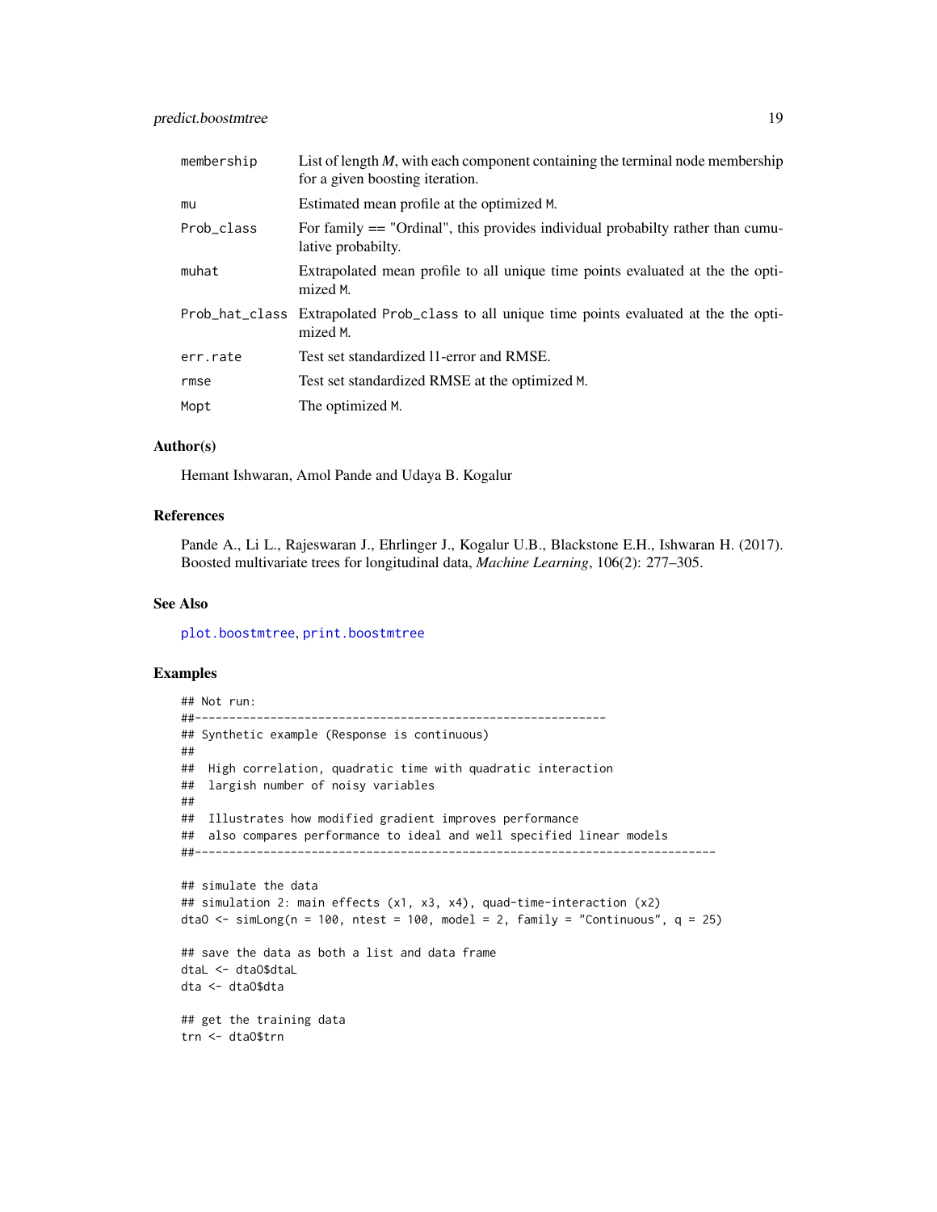| | |
|---|---|
| membership | List of length *M*, with each component containing the terminal node membership for a given boosting iteration. |
| mu | Estimated mean profile at the optimized M. |
| Prob_class | For family == "Ordinal", this provides individual probabilty rather than cumulative probabilty. |
| muhat | Extrapolated mean profile to all unique time points evaluated at the the optimized M. |
| Prob_hat_class | Extrapolated Prob_class to all unique time points evaluated at the the optimized M. |
| err.rate | Test set standardized l1-error and RMSE. |
| rmse | Test set standardized RMSE at the optimized M. |
| Mopt | The optimized M. |

### Author(s)

Hemant Ishwaran, Amol Pande and Udaya B. Kogalur

### References

Pande A., Li L., Rajeswaran J., Ehrlinger J., Kogalur U.B., Blackstone E.H., Ishwaran H. (2017). Boosted multivariate trees for longitudinal data, *Machine Learning*, 106(2): 277–305.

### See Also

plot.boostmtree, print.boostmtree

### Examples

```
## Not run:
##------------------------------------------------------------
## Synthetic example (Response is continuous)
##
##  High correlation, quadratic time with quadratic interaction
##  largish number of noisy variables
##
##  Illustrates how modified gradient improves performance
##  also compares performance to ideal and well specified linear models
##----------------------------------------------------------------------------

## simulate the data
## simulation 2: main effects (x1, x3, x4), quad-time-interaction (x2)
dtaO <- simLong(n = 100, ntest = 100, model = 2, family = "Continuous", q = 25)

## save the data as both a list and data frame
dtaL <- dtaO$dtaL
dta <- dtaO$dta

## get the training data
trn <- dtaO$trn
```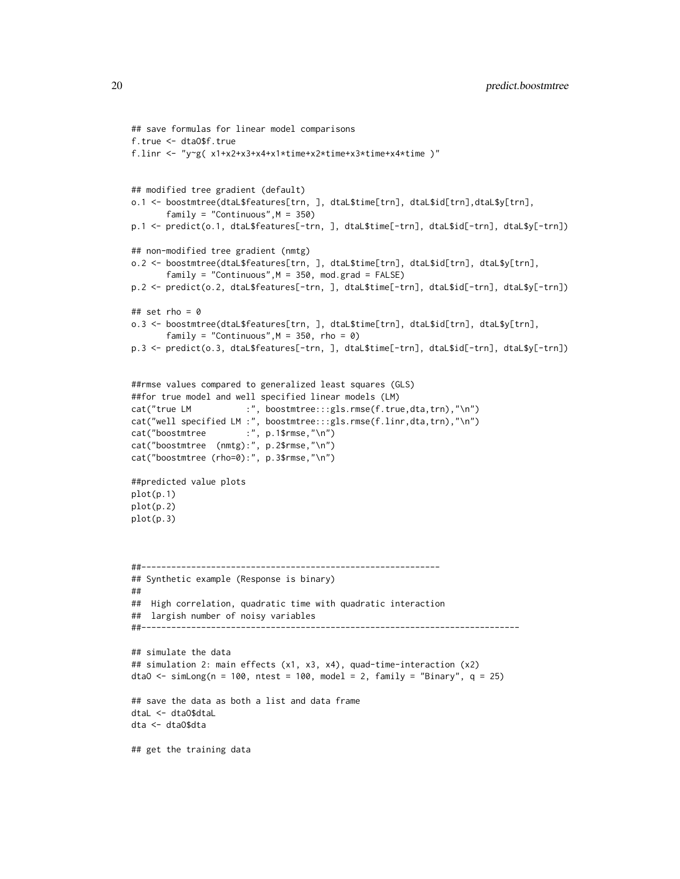```
## save formulas for linear model comparisons
f.true <- dtaO$f.true
f.linr <- "y~g( x1+x2+x3+x4+x1*time+x2*time+x3*time+x4*time )"


## modified tree gradient (default)
o.1 <- boostmtree(dtaL$features[trn, ], dtaL$time[trn], dtaL$id[trn],dtaL$y[trn],
       family = "Continuous",M = 350)
p.1 <- predict(o.1, dtaL$features[-trn, ], dtaL$time[-trn], dtaL$id[-trn], dtaL$y[-trn])

## non-modified tree gradient (nmtg)
o.2 <- boostmtree(dtaL$features[trn, ], dtaL$time[trn], dtaL$id[trn], dtaL$y[trn],
       family = "Continuous",M = 350, mod.grad = FALSE)
p.2 <- predict(o.2, dtaL$features[-trn, ], dtaL$time[-trn], dtaL$id[-trn], dtaL$y[-trn])

## set rho = 0
o.3 <- boostmtree(dtaL$features[trn, ], dtaL$time[trn], dtaL$id[trn], dtaL$y[trn],
       family = "Continuous",M = 350, rho = 0)
p.3 <- predict(o.3, dtaL$features[-trn, ], dtaL$time[-trn], dtaL$id[-trn], dtaL$y[-trn])


##rmse values compared to generalized least squares (GLS)
##for true model and well specified linear models (LM)
cat("true LM           :", boostmtree:::gls.rmse(f.true,dta,trn),"\n")
cat("well specified LM :", boostmtree:::gls.rmse(f.linr,dta,trn),"\n")
cat("boostmtree        :", p.1$rmse,"\n")
cat("boostmtree  (nmtg):", p.2$rmse,"\n")
cat("boostmtree (rho=0):", p.3$rmse,"\n")

##predicted value plots
plot(p.1)
plot(p.2)
plot(p.3)



##------------------------------------------------------------
## Synthetic example (Response is binary)
##
##  High correlation, quadratic time with quadratic interaction
##  largish number of noisy variables
##----------------------------------------------------------------------------

## simulate the data
## simulation 2: main effects (x1, x3, x4), quad-time-interaction (x2)
dtaO <- simLong(n = 100, ntest = 100, model = 2, family = "Binary", q = 25)

## save the data as both a list and data frame
dtaL <- dtaO$dtaL
dta <- dtaO$dta

## get the training data
```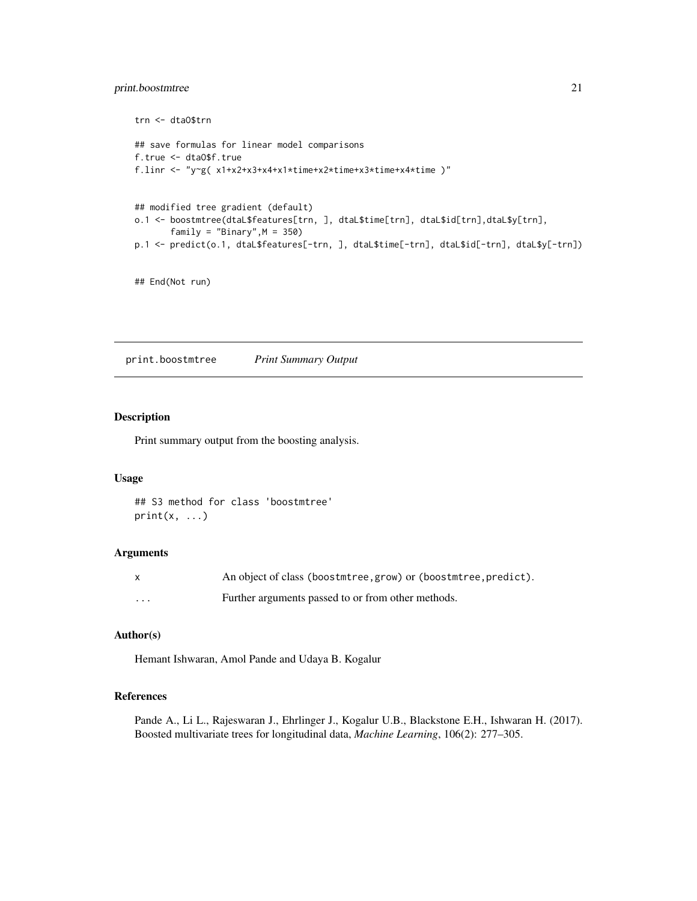```
trn <- dtaO$trn

## save formulas for linear model comparisons
f.true <- dtaO$f.true
f.linr <- "y~g( x1+x2+x3+x4+x1*time+x2*time+x3*time+x4*time )"


## modified tree gradient (default)
o.1 <- boostmtree(dtaL$features[trn, ], dtaL$time[trn], dtaL$id[trn],dtaL$y[trn],
       family = "Binary",M = 350)
p.1 <- predict(o.1, dtaL$features[-trn, ], dtaL$time[-trn], dtaL$id[-trn], dtaL$y[-trn])


## End(Not run)
```

---

## print.boostmtree    *Print Summary Output*

### Description

Print summary output from the boosting analysis.

### Usage

```
## S3 method for class 'boostmtree'
print(x, ...)
```

### Arguments

| | |
|---|---|
| x | An object of class (boostmtree, grow) or (boostmtree, predict). |
| ... | Further arguments passed to or from other methods. |

### Author(s)

Hemant Ishwaran, Amol Pande and Udaya B. Kogalur

### References

Pande A., Li L., Rajeswaran J., Ehrlinger J., Kogalur U.B., Blackstone E.H., Ishwaran H. (2017). Boosted multivariate trees for longitudinal data, *Machine Learning*, 106(2): 277–305.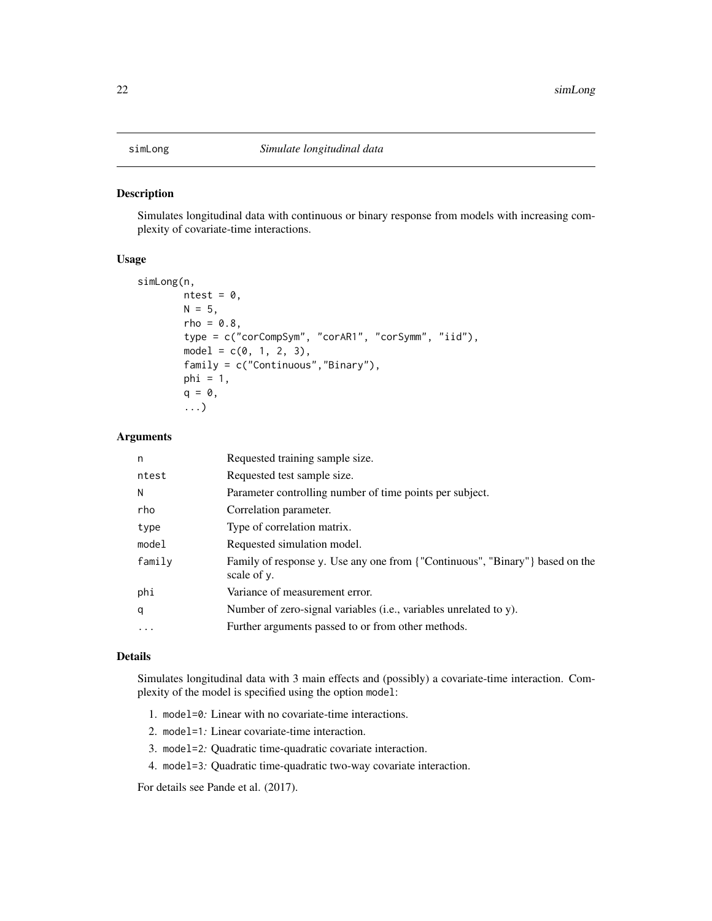# simLong — *Simulate longitudinal data*

## Description

Simulates longitudinal data with continuous or binary response from models with increasing complexity of covariate-time interactions.

## Usage

```
simLong(n,
        ntest = 0,
        N = 5,
        rho = 0.8,
        type = c("corCompSym", "corAR1", "corSymm", "iid"),
        model = c(0, 1, 2, 3),
        family = c("Continuous","Binary"),
        phi = 1,
        q = 0,
        ...)
```

## Arguments

| | |
|---|---|
| n | Requested training sample size. |
| ntest | Requested test sample size. |
| N | Parameter controlling number of time points per subject. |
| rho | Correlation parameter. |
| type | Type of correlation matrix. |
| model | Requested simulation model. |
| family | Family of response y. Use any one from {"Continuous", "Binary"} based on the scale of y. |
| phi | Variance of measurement error. |
| q | Number of zero-signal variables (i.e., variables unrelated to y). |
| ... | Further arguments passed to or from other methods. |

## Details

Simulates longitudinal data with 3 main effects and (possibly) a covariate-time interaction. Complexity of the model is specified using the option `model`:

1. `model=0`*:* Linear with no covariate-time interactions.
2. `model=1`*:* Linear covariate-time interaction.
3. `model=2`*:* Quadratic time-quadratic covariate interaction.
4. `model=3`*:* Quadratic time-quadratic two-way covariate interaction.

For details see Pande et al. (2017).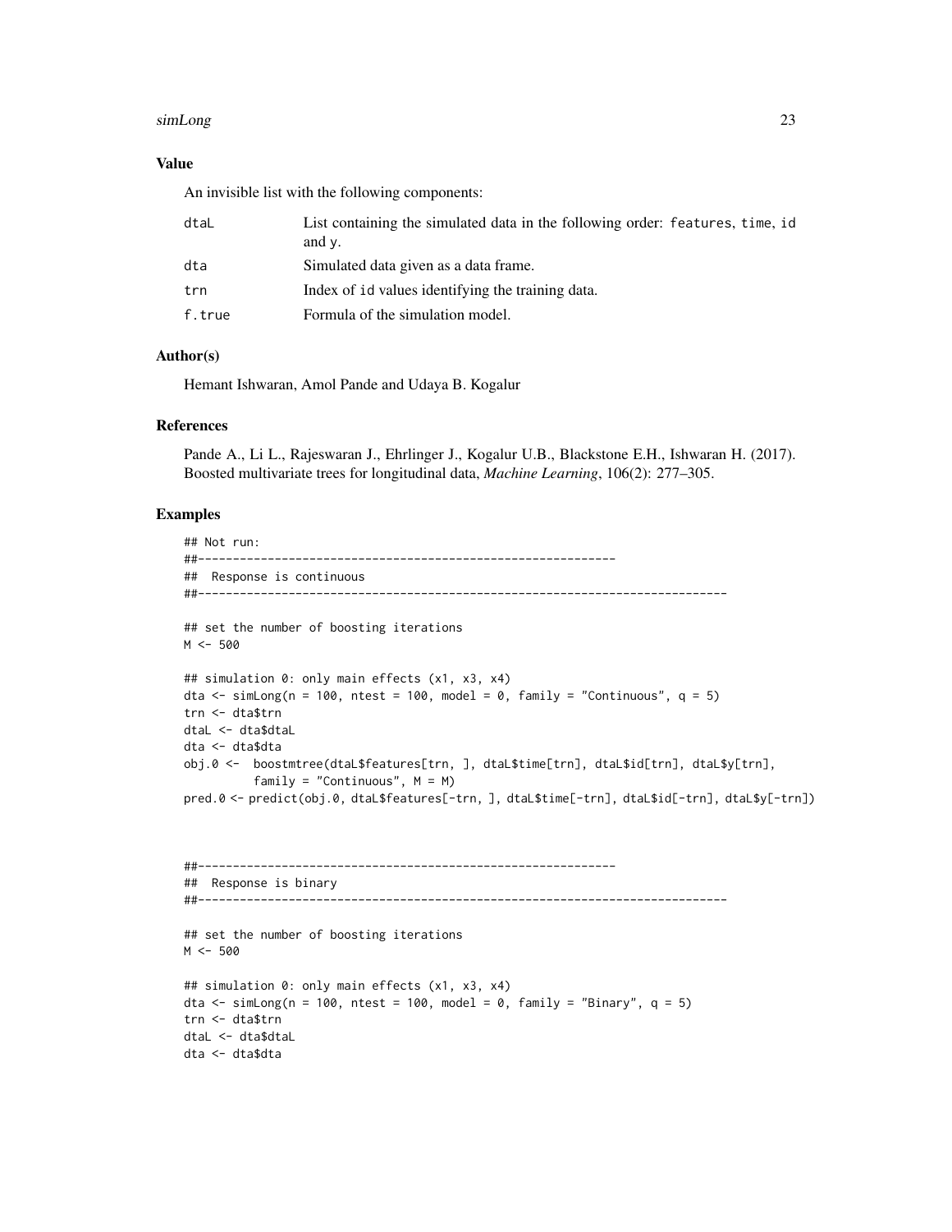### Value

An invisible list with the following components:

| | |
|---|---|
| dtaL | List containing the simulated data in the following order: features, time, id and y. |
| dta | Simulated data given as a data frame. |
| trn | Index of id values identifying the training data. |
| f.true | Formula of the simulation model. |

### Author(s)

Hemant Ishwaran, Amol Pande and Udaya B. Kogalur

### References

Pande A., Li L., Rajeswaran J., Ehrlinger J., Kogalur U.B., Blackstone E.H., Ishwaran H. (2017). Boosted multivariate trees for longitudinal data, *Machine Learning*, 106(2): 277–305.

### Examples

```
## Not run:
##------------------------------------------------------------
##  Response is continuous
##----------------------------------------------------------------------------

## set the number of boosting iterations
M <- 500

## simulation 0: only main effects (x1, x3, x4)
dta <- simLong(n = 100, ntest = 100, model = 0, family = "Continuous", q = 5)
trn <- dta$trn
dtaL <- dta$dtaL
dta <- dta$dta
obj.0 <-  boostmtree(dtaL$features[trn, ], dtaL$time[trn], dtaL$id[trn], dtaL$y[trn],
         family = "Continuous", M = M)
pred.0 <- predict(obj.0, dtaL$features[-trn, ], dtaL$time[-trn], dtaL$id[-trn], dtaL$y[-trn])



##------------------------------------------------------------
##  Response is binary
##----------------------------------------------------------------------------

## set the number of boosting iterations
M <- 500

## simulation 0: only main effects (x1, x3, x4)
dta <- simLong(n = 100, ntest = 100, model = 0, family = "Binary", q = 5)
trn <- dta$trn
dtaL <- dta$dtaL
dta <- dta$dta
```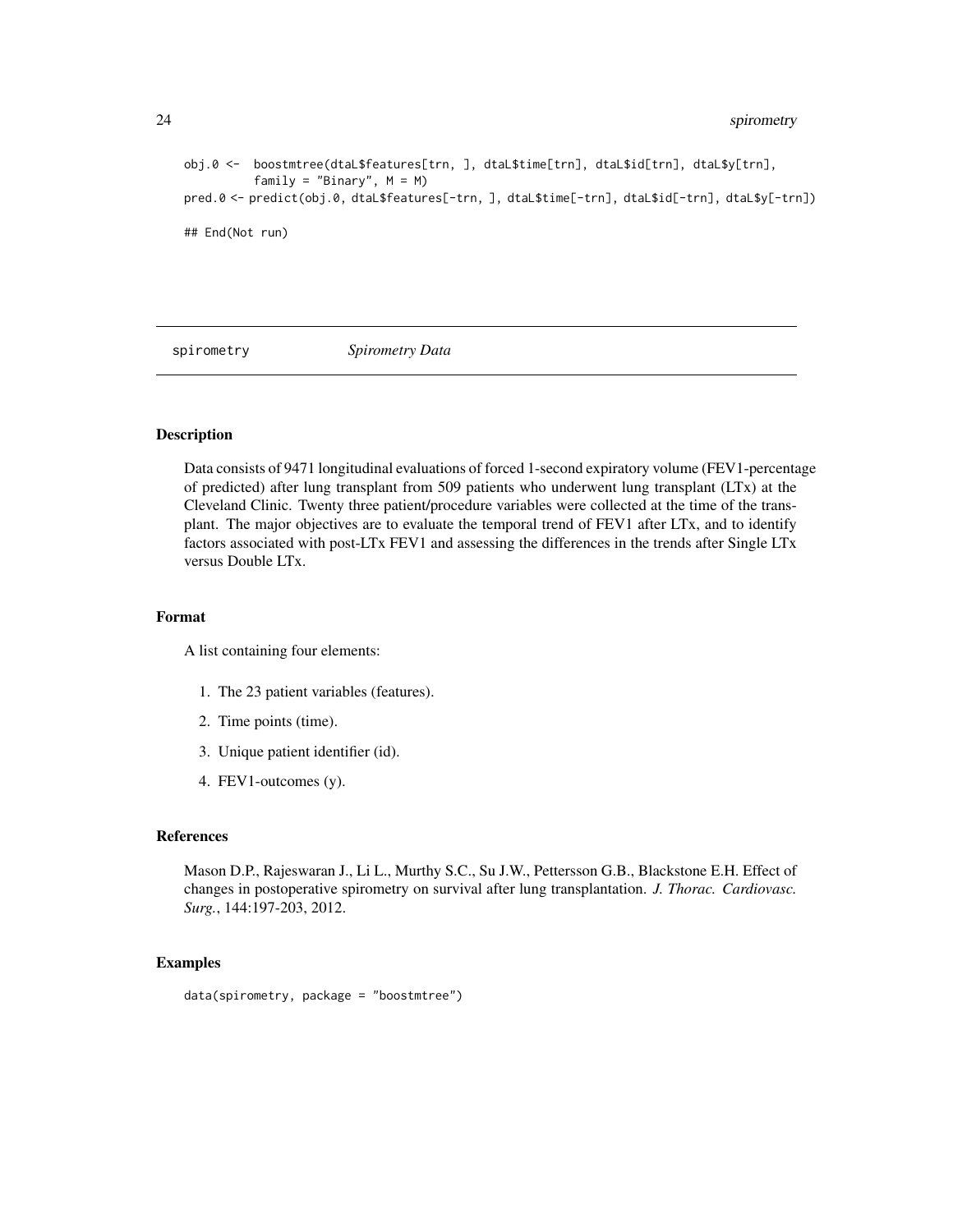```
obj.0 <-  boostmtree(dtaL$features[trn, ], dtaL$time[trn], dtaL$id[trn], dtaL$y[trn],
          family = "Binary", M = M)
pred.0 <- predict(obj.0, dtaL$features[-trn, ], dtaL$time[-trn], dtaL$id[-trn], dtaL$y[-trn])

## End(Not run)
```

## spirometry *Spirometry Data*

### Description

Data consists of 9471 longitudinal evaluations of forced 1-second expiratory volume (FEV1-percentage of predicted) after lung transplant from 509 patients who underwent lung transplant (LTx) at the Cleveland Clinic. Twenty three patient/procedure variables were collected at the time of the transplant. The major objectives are to evaluate the temporal trend of FEV1 after LTx, and to identify factors associated with post-LTx FEV1 and assessing the differences in the trends after Single LTx versus Double LTx.

### Format

A list containing four elements:

1. The 23 patient variables (features).
2. Time points (time).
3. Unique patient identifier (id).
4. FEV1-outcomes (y).

### References

Mason D.P., Rajeswaran J., Li L., Murthy S.C., Su J.W., Pettersson G.B., Blackstone E.H. Effect of changes in postoperative spirometry on survival after lung transplantation. *J. Thorac. Cardiovasc. Surg.*, 144:197-203, 2012.

### Examples

```
data(spirometry, package = "boostmtree")
```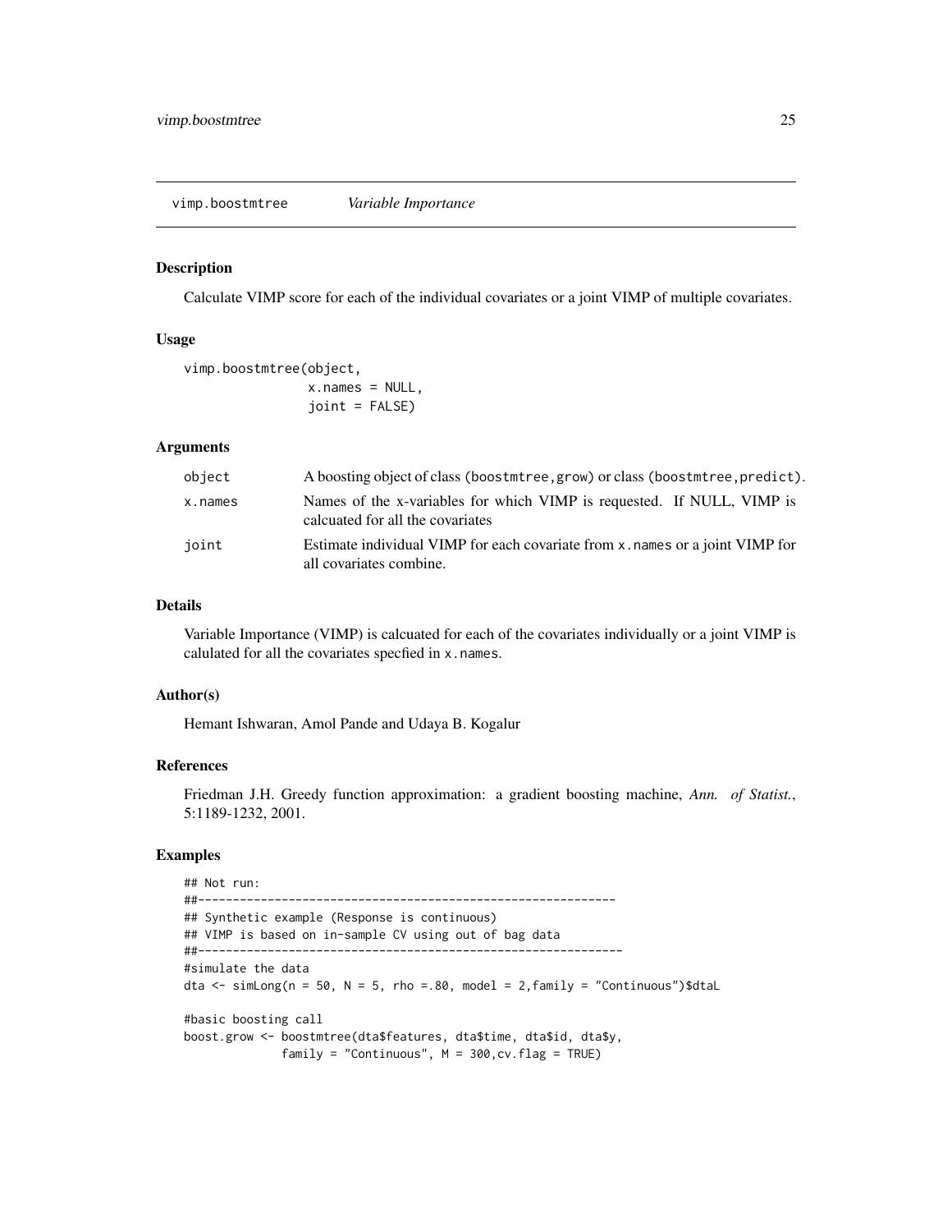# vimp.boostmtree *Variable Importance*

## Description

Calculate VIMP score for each of the individual covariates or a joint VIMP of multiple covariates.

## Usage

```
vimp.boostmtree(object,
                x.names = NULL,
                joint = FALSE)
```

## Arguments

| | |
|---|---|
| object | A boosting object of class (boostmtree,grow) or class (boostmtree,predict). |
| x.names | Names of the x-variables for which VIMP is requested. If NULL, VIMP is calcuated for all the covariates |
| joint | Estimate individual VIMP for each covariate from x.names or a joint VIMP for all covariates combine. |

## Details

Variable Importance (VIMP) is calcuated for each of the covariates individually or a joint VIMP is calulated for all the covariates specfied in x.names.

## Author(s)

Hemant Ishwaran, Amol Pande and Udaya B. Kogalur

## References

Friedman J.H. Greedy function approximation: a gradient boosting machine, *Ann. of Statist.*, 5:1189-1232, 2001.

## Examples

```
## Not run:
##------------------------------------------------------------
## Synthetic example (Response is continuous)
## VIMP is based on in-sample CV using out of bag data
##-------------------------------------------------------------
#simulate the data
dta <- simLong(n = 50, N = 5, rho =.80, model = 2,family = "Continuous")$dtaL

#basic boosting call
boost.grow <- boostmtree(dta$features, dta$time, dta$id, dta$y,
              family = "Continuous", M = 300,cv.flag = TRUE)
```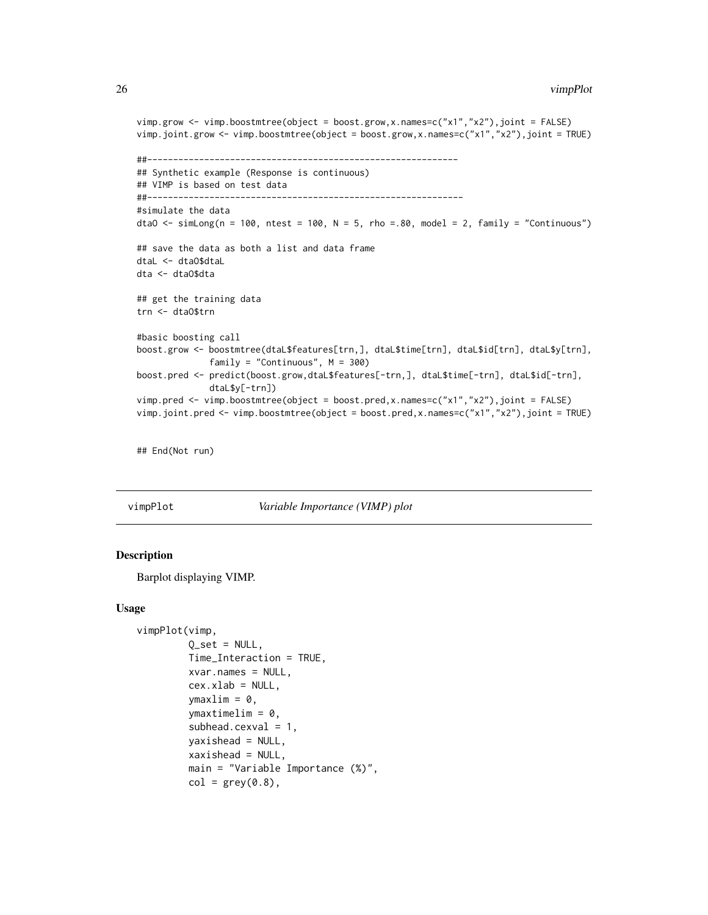```
vimp.grow <- vimp.boostmtree(object = boost.grow,x.names=c("x1","x2"),joint = FALSE)
vimp.joint.grow <- vimp.boostmtree(object = boost.grow,x.names=c("x1","x2"),joint = TRUE)

##------------------------------------------------------------
## Synthetic example (Response is continuous)
## VIMP is based on test data
##-------------------------------------------------------------
#simulate the data
dtaO <- simLong(n = 100, ntest = 100, N = 5, rho =.80, model = 2, family = "Continuous")

## save the data as both a list and data frame
dtaL <- dtaO$dtaL
dta <- dtaO$dta

## get the training data
trn <- dtaO$trn

#basic boosting call
boost.grow <- boostmtree(dtaL$features[trn,], dtaL$time[trn], dtaL$id[trn], dtaL$y[trn],
             family = "Continuous", M = 300)
boost.pred <- predict(boost.grow,dtaL$features[-trn,], dtaL$time[-trn], dtaL$id[-trn],
             dtaL$y[-trn])
vimp.pred <- vimp.boostmtree(object = boost.pred,x.names=c("x1","x2"),joint = FALSE)
vimp.joint.pred <- vimp.boostmtree(object = boost.pred,x.names=c("x1","x2"),joint = TRUE)


## End(Not run)
```

## vimpPlot *Variable Importance (VIMP) plot*

### Description

Barplot displaying VIMP.

### Usage

```
vimpPlot(vimp,
         Q_set = NULL,
         Time_Interaction = TRUE,
         xvar.names = NULL,
         cex.xlab = NULL,
         ymaxlim = 0,
         ymaxtimelim = 0,
         subhead.cexval = 1,
         yaxishead = NULL,
         xaxishead = NULL,
         main = "Variable Importance (%)",
         col = grey(0.8),
```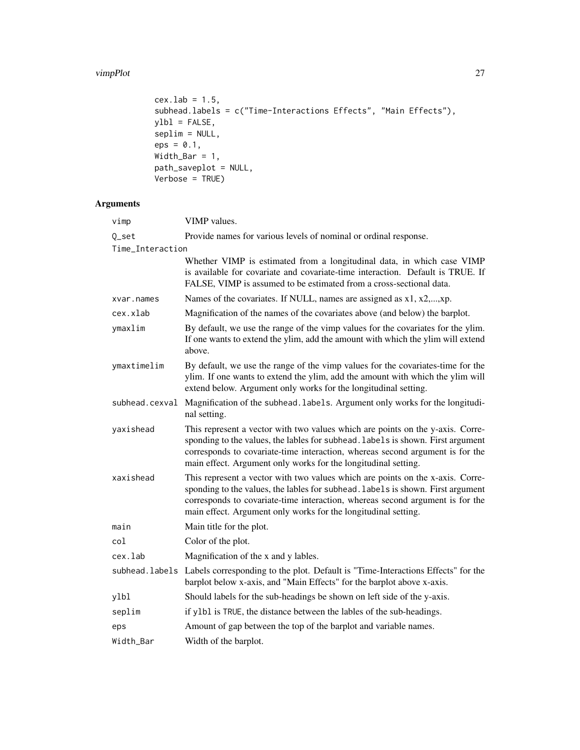```
        cex.lab = 1.5,
        subhead.labels = c("Time-Interactions Effects", "Main Effects"),
        ylbl = FALSE,
        seplim = NULL,
        eps = 0.1,
        Width_Bar = 1,
        path_saveplot = NULL,
        Verbose = TRUE)
```

## Arguments

| Argument | Description |
|---|---|
| `vimp` | VIMP values. |
| `Q_set` | Provide names for various levels of nominal or ordinal response. |
| `Time_Interaction` | Whether VIMP is estimated from a longitudinal data, in which case VIMP is available for covariate and covariate-time interaction. Default is TRUE. If FALSE, VIMP is assumed to be estimated from a cross-sectional data. |
| `xvar.names` | Names of the covariates. If NULL, names are assigned as x1, x2,...,xp. |
| `cex.xlab` | Magnification of the names of the covariates above (and below) the barplot. |
| `ymaxlim` | By default, we use the range of the vimp values for the covariates for the ylim. If one wants to extend the ylim, add the amount with which the ylim will extend above. |
| `ymaxtimelim` | By default, we use the range of the vimp values for the covariates-time for the ylim. If one wants to extend the ylim, add the amount with which the ylim will extend below. Argument only works for the longitudinal setting. |
| `subhead.cexval` | Magnification of the `subhead.labels`. Argument only works for the longitudinal setting. |
| `yaxishead` | This represent a vector with two values which are points on the y-axis. Corresponding to the values, the lables for `subhead.labels` is shown. First argument corresponds to covariate-time interaction, whereas second argument is for the main effect. Argument only works for the longitudinal setting. |
| `xaxishead` | This represent a vector with two values which are points on the x-axis. Corresponding to the values, the lables for `subhead.labels` is shown. First argument corresponds to covariate-time interaction, whereas second argument is for the main effect. Argument only works for the longitudinal setting. |
| `main` | Main title for the plot. |
| `col` | Color of the plot. |
| `cex.lab` | Magnification of the x and y lables. |
| `subhead.labels` | Labels corresponding to the plot. Default is "Time-Interactions Effects" for the barplot below x-axis, and "Main Effects" for the barplot above x-axis. |
| `ylbl` | Should labels for the sub-headings be shown on left side of the y-axis. |
| `seplim` | if `ylbl` is TRUE, the distance between the lables of the sub-headings. |
| `eps` | Amount of gap between the top of the barplot and variable names. |
| `Width_Bar` | Width of the barplot. |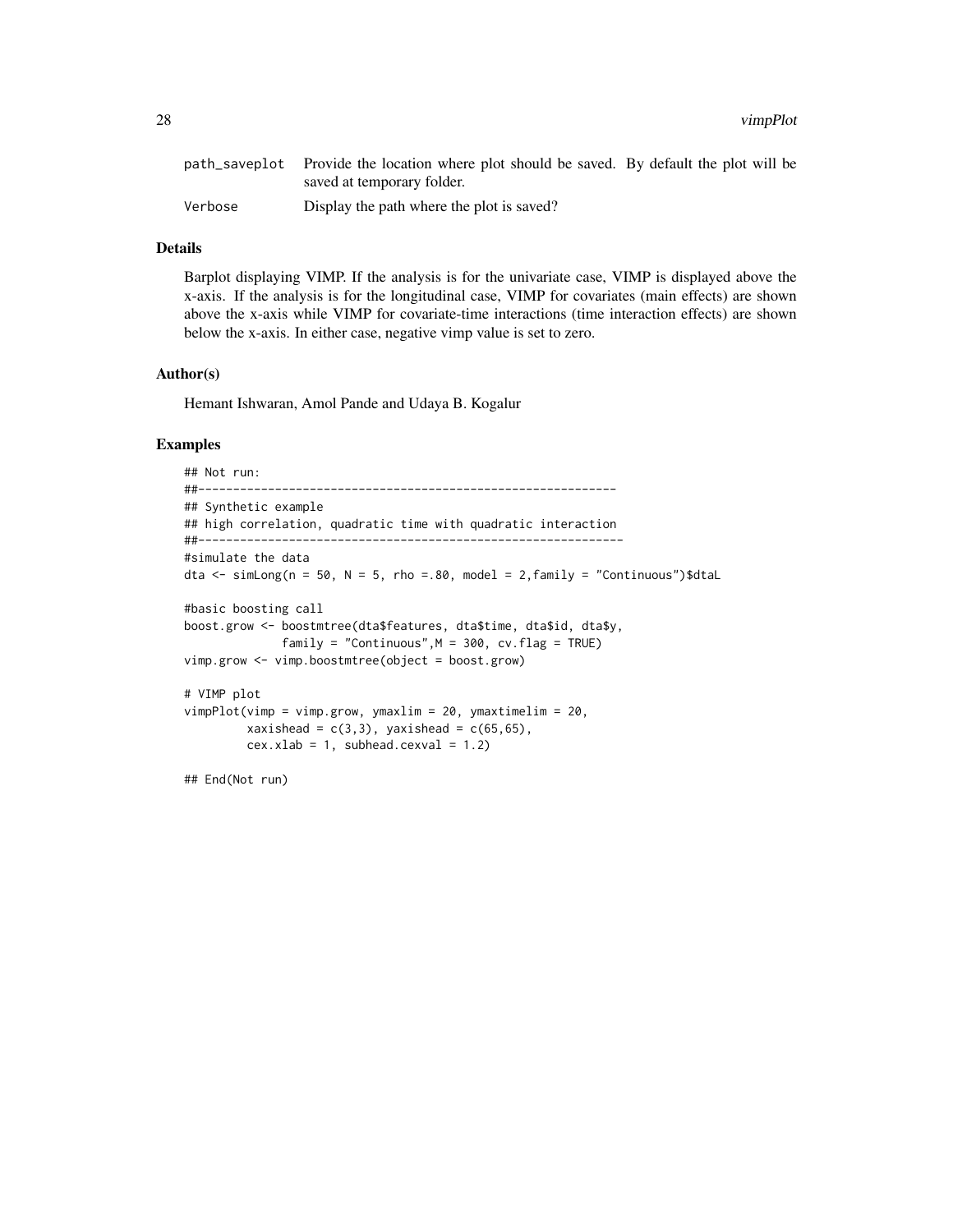| | |
|---|---|
| path_saveplot | Provide the location where plot should be saved. By default the plot will be saved at temporary folder. |
| Verbose | Display the path where the plot is saved? |

## Details

Barplot displaying VIMP. If the analysis is for the univariate case, VIMP is displayed above the x-axis. If the analysis is for the longitudinal case, VIMP for covariates (main effects) are shown above the x-axis while VIMP for covariate-time interactions (time interaction effects) are shown below the x-axis. In either case, negative vimp value is set to zero.

## Author(s)

Hemant Ishwaran, Amol Pande and Udaya B. Kogalur

## Examples

```
## Not run:
##------------------------------------------------------------
## Synthetic example
## high correlation, quadratic time with quadratic interaction
##-------------------------------------------------------------
#simulate the data
dta <- simLong(n = 50, N = 5, rho =.80, model = 2,family = "Continuous")$dtaL

#basic boosting call
boost.grow <- boostmtree(dta$features, dta$time, dta$id, dta$y,
             family = "Continuous",M = 300, cv.flag = TRUE)
vimp.grow <- vimp.boostmtree(object = boost.grow)

# VIMP plot
vimpPlot(vimp = vimp.grow, ymaxlim = 20, ymaxtimelim = 20,
         xaxishead = c(3,3), yaxishead = c(65,65),
         cex.xlab = 1, subhead.cexval = 1.2)

## End(Not run)
```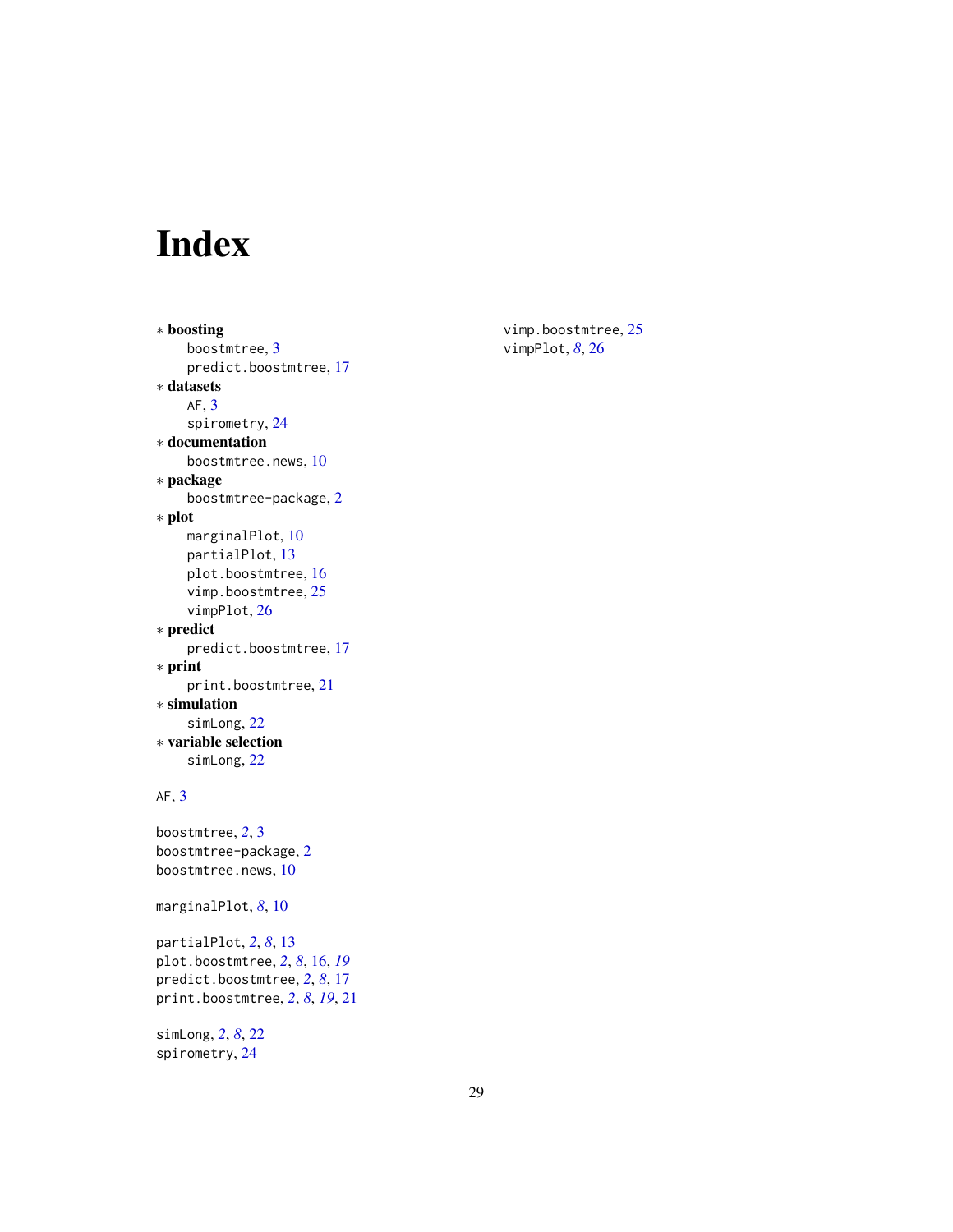# Index

∗ **boosting**
  boostmtree, 3
  predict.boostmtree, 17

∗ **datasets**
  AF, 3
  spirometry, 24

∗ **documentation**
  boostmtree.news, 10

∗ **package**
  boostmtree-package, 2

∗ **plot**
  marginalPlot, 10
  partialPlot, 13
  plot.boostmtree, 16
  vimp.boostmtree, 25
  vimpPlot, 26

∗ **predict**
  predict.boostmtree, 17

∗ **print**
  print.boostmtree, 21

∗ **simulation**
  simLong, 22

∗ **variable selection**
  simLong, 22

AF, 3

boostmtree, *2*, 3
boostmtree-package, 2
boostmtree.news, 10

marginalPlot, *8*, 10

partialPlot, *2*, *8*, 13
plot.boostmtree, *2*, *8*, 16, *19*
predict.boostmtree, *2*, *8*, 17
print.boostmtree, *2*, *8*, *19*, 21

simLong, *2*, *8*, 22
spirometry, 24

vimp.boostmtree, 25
vimpPlot, *8*, 26